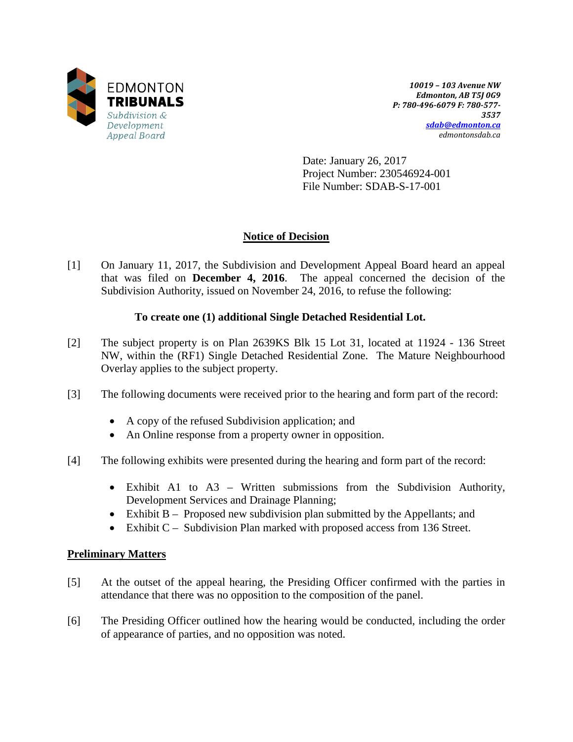EDMONTON
**TRIBUNALS**
*Subdivision & Development Appeal Board*

*10019 – 103 Avenue NW*
*Edmonton, AB T5J 0G9*
*P: 780-496-6079 F: 780-577-3537*
*sdab@edmonton.ca*
*edmontonsdab.ca*

Date: January 26, 2017
Project Number: 230546924-001
File Number: SDAB-S-17-001

## Notice of Decision

[1] On January 11, 2017, the Subdivision and Development Appeal Board heard an appeal that was filed on **December 4, 2016**. The appeal concerned the decision of the Subdivision Authority, issued on November 24, 2016, to refuse the following:

**To create one (1) additional Single Detached Residential Lot.**

[2] The subject property is on Plan 2639KS Blk 15 Lot 31, located at 11924 - 136 Street NW, within the (RF1) Single Detached Residential Zone. The Mature Neighbourhood Overlay applies to the subject property.

[3] The following documents were received prior to the hearing and form part of the record:

- A copy of the refused Subdivision application; and
- An Online response from a property owner in opposition.

[4] The following exhibits were presented during the hearing and form part of the record:

- Exhibit A1 to A3 – Written submissions from the Subdivision Authority, Development Services and Drainage Planning;
- Exhibit B – Proposed new subdivision plan submitted by the Appellants; and
- Exhibit C – Subdivision Plan marked with proposed access from 136 Street.

## Preliminary Matters

[5] At the outset of the appeal hearing, the Presiding Officer confirmed with the parties in attendance that there was no opposition to the composition of the panel.

[6] The Presiding Officer outlined how the hearing would be conducted, including the order of appearance of parties, and no opposition was noted.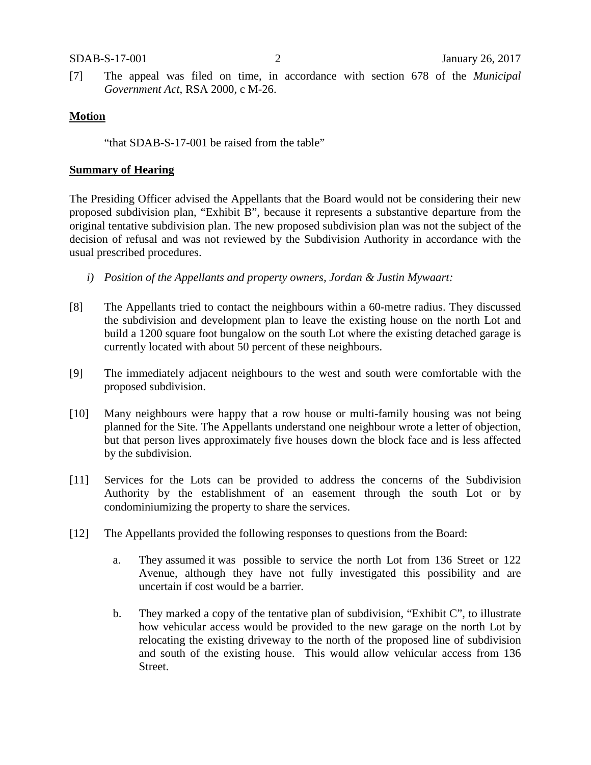[7] The appeal was filed on time, in accordance with section 678 of the *Municipal Government Act*, RSA 2000, c M-26.

**Motion**

"that SDAB-S-17-001 be raised from the table"

**Summary of Hearing**

The Presiding Officer advised the Appellants that the Board would not be considering their new proposed subdivision plan, "Exhibit B", because it represents a substantive departure from the original tentative subdivision plan. The new proposed subdivision plan was not the subject of the decision of refusal and was not reviewed by the Subdivision Authority in accordance with the usual prescribed procedures.

*i) Position of the Appellants and property owners, Jordan & Justin Mywaart:*

[8] The Appellants tried to contact the neighbours within a 60-metre radius. They discussed the subdivision and development plan to leave the existing house on the north Lot and build a 1200 square foot bungalow on the south Lot where the existing detached garage is currently located with about 50 percent of these neighbours.

[9] The immediately adjacent neighbours to the west and south were comfortable with the proposed subdivision.

[10] Many neighbours were happy that a row house or multi-family housing was not being planned for the Site. The Appellants understand one neighbour wrote a letter of objection, but that person lives approximately five houses down the block face and is less affected by the subdivision.

[11] Services for the Lots can be provided to address the concerns of the Subdivision Authority by the establishment of an easement through the south Lot or by condominiumizing the property to share the services.

[12] The Appellants provided the following responses to questions from the Board:

a. They assumed it was possible to service the north Lot from 136 Street or 122 Avenue, although they have not fully investigated this possibility and are uncertain if cost would be a barrier.

b. They marked a copy of the tentative plan of subdivision, "Exhibit C", to illustrate how vehicular access would be provided to the new garage on the north Lot by relocating the existing driveway to the north of the proposed line of subdivision and south of the existing house. This would allow vehicular access from 136 Street.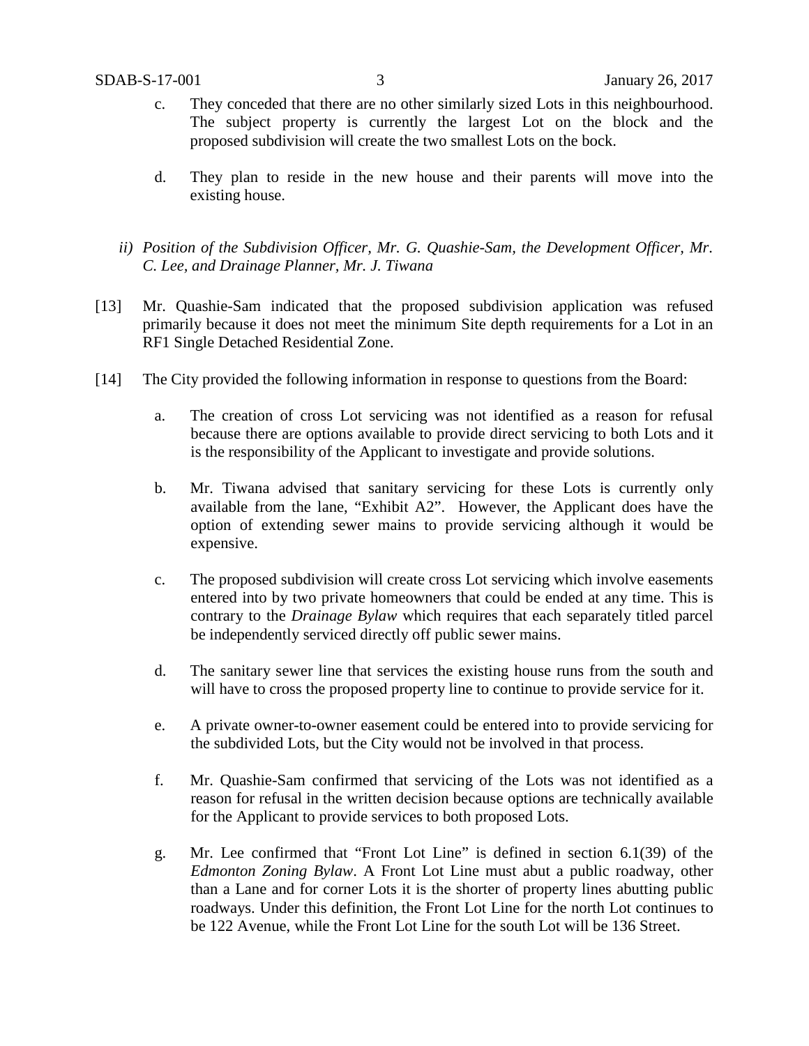c. They conceded that there are no other similarly sized Lots in this neighbourhood. The subject property is currently the largest Lot on the block and the proposed subdivision will create the two smallest Lots on the bock.

d. They plan to reside in the new house and their parents will move into the existing house.

*ii) Position of the Subdivision Officer, Mr. G. Quashie-Sam, the Development Officer, Mr. C. Lee, and Drainage Planner, Mr. J. Tiwana*

[13] Mr. Quashie-Sam indicated that the proposed subdivision application was refused primarily because it does not meet the minimum Site depth requirements for a Lot in an RF1 Single Detached Residential Zone.

[14] The City provided the following information in response to questions from the Board:

a. The creation of cross Lot servicing was not identified as a reason for refusal because there are options available to provide direct servicing to both Lots and it is the responsibility of the Applicant to investigate and provide solutions.

b. Mr. Tiwana advised that sanitary servicing for these Lots is currently only available from the lane, "Exhibit A2". However, the Applicant does have the option of extending sewer mains to provide servicing although it would be expensive.

c. The proposed subdivision will create cross Lot servicing which involve easements entered into by two private homeowners that could be ended at any time. This is contrary to the *Drainage Bylaw* which requires that each separately titled parcel be independently serviced directly off public sewer mains.

d. The sanitary sewer line that services the existing house runs from the south and will have to cross the proposed property line to continue to provide service for it.

e. A private owner-to-owner easement could be entered into to provide servicing for the subdivided Lots, but the City would not be involved in that process.

f. Mr. Quashie-Sam confirmed that servicing of the Lots was not identified as a reason for refusal in the written decision because options are technically available for the Applicant to provide services to both proposed Lots.

g. Mr. Lee confirmed that "Front Lot Line" is defined in section 6.1(39) of the *Edmonton Zoning Bylaw*. A Front Lot Line must abut a public roadway, other than a Lane and for corner Lots it is the shorter of property lines abutting public roadways. Under this definition, the Front Lot Line for the north Lot continues to be 122 Avenue, while the Front Lot Line for the south Lot will be 136 Street.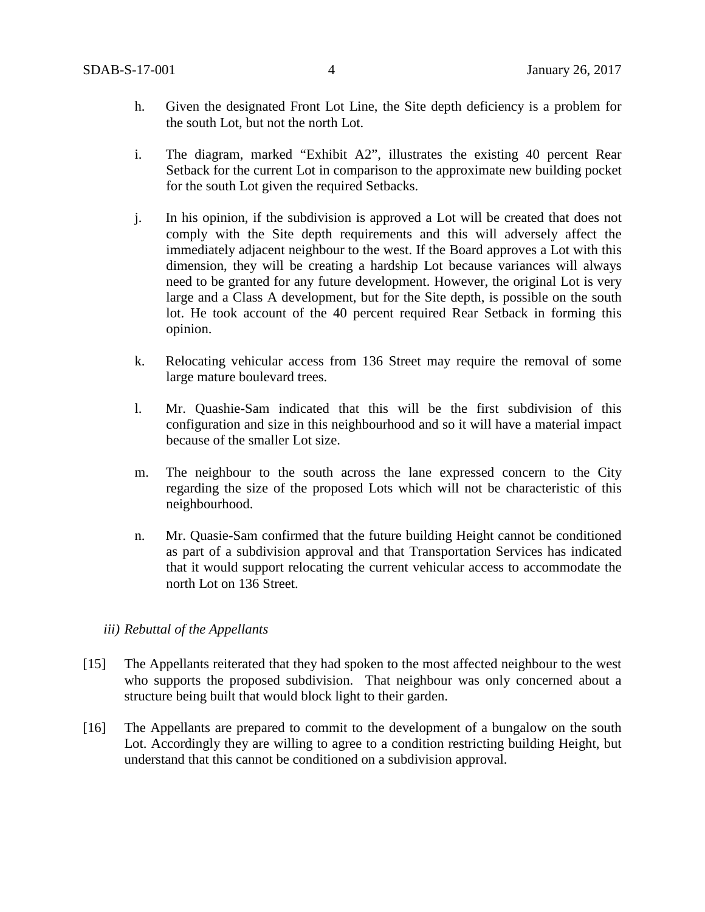h. Given the designated Front Lot Line, the Site depth deficiency is a problem for the south Lot, but not the north Lot.

i. The diagram, marked "Exhibit A2", illustrates the existing 40 percent Rear Setback for the current Lot in comparison to the approximate new building pocket for the south Lot given the required Setbacks.

j. In his opinion, if the subdivision is approved a Lot will be created that does not comply with the Site depth requirements and this will adversely affect the immediately adjacent neighbour to the west. If the Board approves a Lot with this dimension, they will be creating a hardship Lot because variances will always need to be granted for any future development. However, the original Lot is very large and a Class A development, but for the Site depth, is possible on the south lot. He took account of the 40 percent required Rear Setback in forming this opinion.

k. Relocating vehicular access from 136 Street may require the removal of some large mature boulevard trees.

l. Mr. Quashie-Sam indicated that this will be the first subdivision of this configuration and size in this neighbourhood and so it will have a material impact because of the smaller Lot size.

m. The neighbour to the south across the lane expressed concern to the City regarding the size of the proposed Lots which will not be characteristic of this neighbourhood.

n. Mr. Quasie-Sam confirmed that the future building Height cannot be conditioned as part of a subdivision approval and that Transportation Services has indicated that it would support relocating the current vehicular access to accommodate the north Lot on 136 Street.

*iii) Rebuttal of the Appellants*

[15] The Appellants reiterated that they had spoken to the most affected neighbour to the west who supports the proposed subdivision. That neighbour was only concerned about a structure being built that would block light to their garden.

[16] The Appellants are prepared to commit to the development of a bungalow on the south Lot. Accordingly they are willing to agree to a condition restricting building Height, but understand that this cannot be conditioned on a subdivision approval.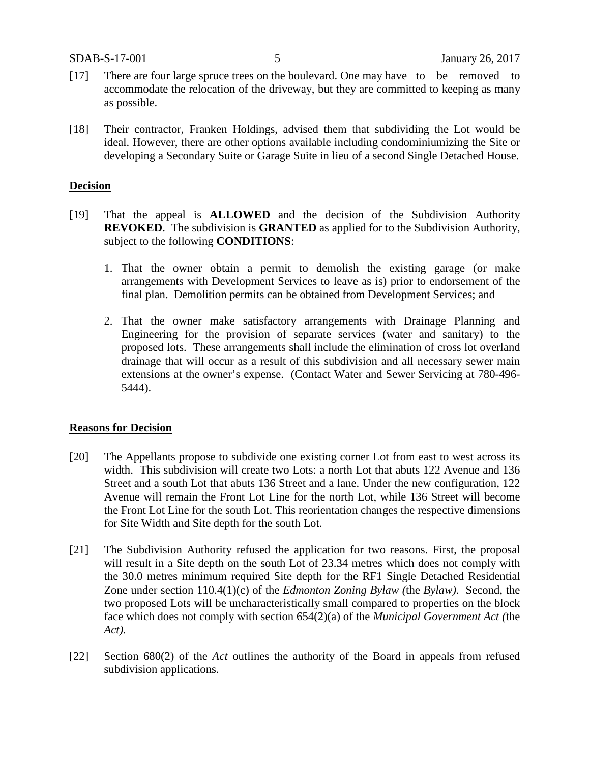[17] There are four large spruce trees on the boulevard. One may have to be removed to accommodate the relocation of the driveway, but they are committed to keeping as many as possible.

[18] Their contractor, Franken Holdings, advised them that subdividing the Lot would be ideal. However, there are other options available including condominiumizing the Site or developing a Secondary Suite or Garage Suite in lieu of a second Single Detached House.

**Decision**

[19] That the appeal is **ALLOWED** and the decision of the Subdivision Authority **REVOKED**. The subdivision is **GRANTED** as applied for to the Subdivision Authority, subject to the following **CONDITIONS**:

1. That the owner obtain a permit to demolish the existing garage (or make arrangements with Development Services to leave as is) prior to endorsement of the final plan. Demolition permits can be obtained from Development Services; and

2. That the owner make satisfactory arrangements with Drainage Planning and Engineering for the provision of separate services (water and sanitary) to the proposed lots. These arrangements shall include the elimination of cross lot overland drainage that will occur as a result of this subdivision and all necessary sewer main extensions at the owner's expense. (Contact Water and Sewer Servicing at 780-496-5444).

**Reasons for Decision**

[20] The Appellants propose to subdivide one existing corner Lot from east to west across its width. This subdivision will create two Lots: a north Lot that abuts 122 Avenue and 136 Street and a south Lot that abuts 136 Street and a lane. Under the new configuration, 122 Avenue will remain the Front Lot Line for the north Lot, while 136 Street will become the Front Lot Line for the south Lot. This reorientation changes the respective dimensions for Site Width and Site depth for the south Lot.

[21] The Subdivision Authority refused the application for two reasons. First, the proposal will result in a Site depth on the south Lot of 23.34 metres which does not comply with the 30.0 metres minimum required Site depth for the RF1 Single Detached Residential Zone under section 110.4(1)(c) of the *Edmonton Zoning Bylaw (*the *Bylaw)*. Second, the two proposed Lots will be uncharacteristically small compared to properties on the block face which does not comply with section 654(2)(a) of the *Municipal Government Act (*the *Act).*

[22] Section 680(2) of the *Act* outlines the authority of the Board in appeals from refused subdivision applications.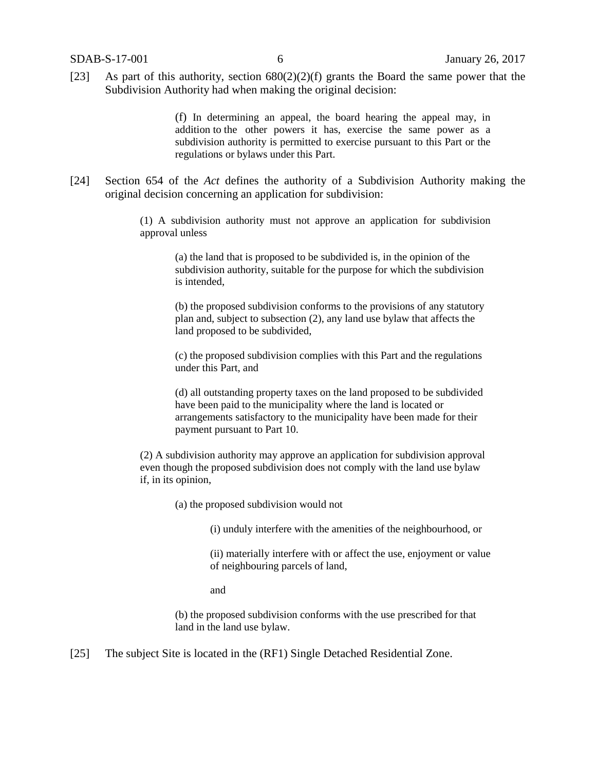[23] As part of this authority, section 680(2)(2)(f) grants the Board the same power that the Subdivision Authority had when making the original decision:

> (f) In determining an appeal, the board hearing the appeal may, in addition to the other powers it has, exercise the same power as a subdivision authority is permitted to exercise pursuant to this Part or the regulations or bylaws under this Part.

[24] Section 654 of the *Act* defines the authority of a Subdivision Authority making the original decision concerning an application for subdivision:

> (1) A subdivision authority must not approve an application for subdivision approval unless
>
> > (a) the land that is proposed to be subdivided is, in the opinion of the subdivision authority, suitable for the purpose for which the subdivision is intended,
> >
> > (b) the proposed subdivision conforms to the provisions of any statutory plan and, subject to subsection (2), any land use bylaw that affects the land proposed to be subdivided,
> >
> > (c) the proposed subdivision complies with this Part and the regulations under this Part, and
> >
> > (d) all outstanding property taxes on the land proposed to be subdivided have been paid to the municipality where the land is located or arrangements satisfactory to the municipality have been made for their payment pursuant to Part 10.
>
> (2) A subdivision authority may approve an application for subdivision approval even though the proposed subdivision does not comply with the land use bylaw if, in its opinion,
>
> > (a) the proposed subdivision would not
> >
> > > (i) unduly interfere with the amenities of the neighbourhood, or
> > >
> > > (ii) materially interfere with or affect the use, enjoyment or value of neighbouring parcels of land,
> > >
> > > and
> >
> > (b) the proposed subdivision conforms with the use prescribed for that land in the land use bylaw.

[25] The subject Site is located in the (RF1) Single Detached Residential Zone.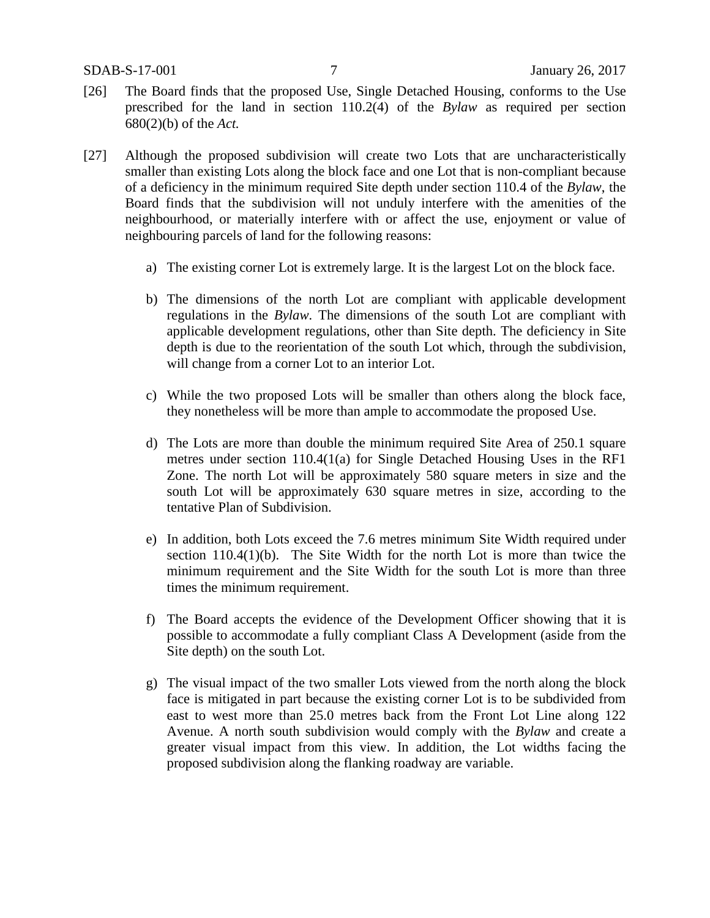[26] The Board finds that the proposed Use, Single Detached Housing, conforms to the Use prescribed for the land in section 110.2(4) of the *Bylaw* as required per section 680(2)(b) of the *Act.*

[27] Although the proposed subdivision will create two Lots that are uncharacteristically smaller than existing Lots along the block face and one Lot that is non-compliant because of a deficiency in the minimum required Site depth under section 110.4 of the *Bylaw*, the Board finds that the subdivision will not unduly interfere with the amenities of the neighbourhood, or materially interfere with or affect the use, enjoyment or value of neighbouring parcels of land for the following reasons:

a) The existing corner Lot is extremely large. It is the largest Lot on the block face.

b) The dimensions of the north Lot are compliant with applicable development regulations in the *Bylaw*. The dimensions of the south Lot are compliant with applicable development regulations, other than Site depth. The deficiency in Site depth is due to the reorientation of the south Lot which, through the subdivision, will change from a corner Lot to an interior Lot.

c) While the two proposed Lots will be smaller than others along the block face, they nonetheless will be more than ample to accommodate the proposed Use.

d) The Lots are more than double the minimum required Site Area of 250.1 square metres under section 110.4(1(a) for Single Detached Housing Uses in the RF1 Zone. The north Lot will be approximately 580 square meters in size and the south Lot will be approximately 630 square metres in size, according to the tentative Plan of Subdivision.

e) In addition, both Lots exceed the 7.6 metres minimum Site Width required under section 110.4(1)(b). The Site Width for the north Lot is more than twice the minimum requirement and the Site Width for the south Lot is more than three times the minimum requirement.

f) The Board accepts the evidence of the Development Officer showing that it is possible to accommodate a fully compliant Class A Development (aside from the Site depth) on the south Lot.

g) The visual impact of the two smaller Lots viewed from the north along the block face is mitigated in part because the existing corner Lot is to be subdivided from east to west more than 25.0 metres back from the Front Lot Line along 122 Avenue. A north south subdivision would comply with the *Bylaw* and create a greater visual impact from this view. In addition, the Lot widths facing the proposed subdivision along the flanking roadway are variable.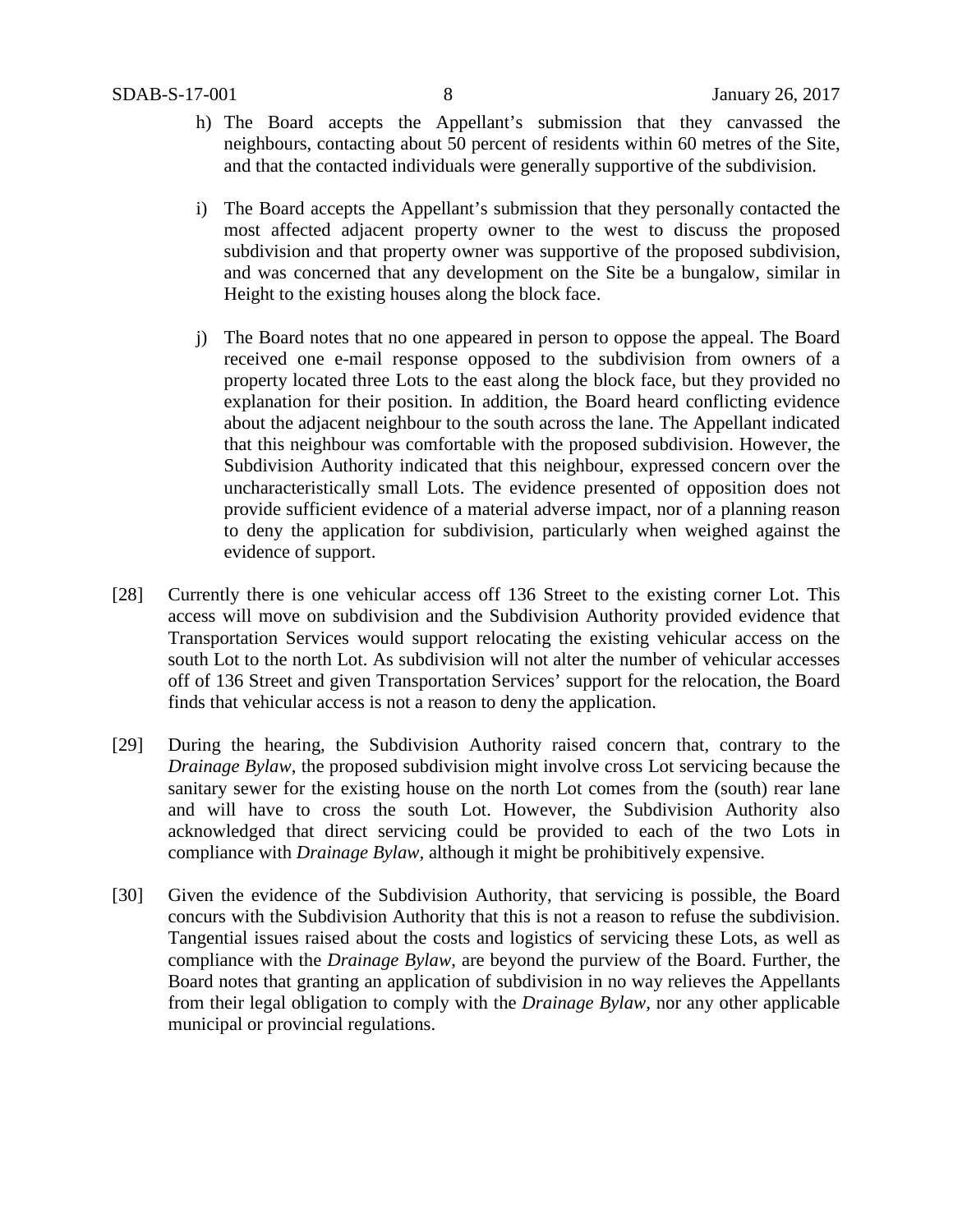h) The Board accepts the Appellant's submission that they canvassed the neighbours, contacting about 50 percent of residents within 60 metres of the Site, and that the contacted individuals were generally supportive of the subdivision.

i) The Board accepts the Appellant's submission that they personally contacted the most affected adjacent property owner to the west to discuss the proposed subdivision and that property owner was supportive of the proposed subdivision, and was concerned that any development on the Site be a bungalow, similar in Height to the existing houses along the block face.

j) The Board notes that no one appeared in person to oppose the appeal. The Board received one e-mail response opposed to the subdivision from owners of a property located three Lots to the east along the block face, but they provided no explanation for their position. In addition, the Board heard conflicting evidence about the adjacent neighbour to the south across the lane. The Appellant indicated that this neighbour was comfortable with the proposed subdivision. However, the Subdivision Authority indicated that this neighbour, expressed concern over the uncharacteristically small Lots. The evidence presented of opposition does not provide sufficient evidence of a material adverse impact, nor of a planning reason to deny the application for subdivision, particularly when weighed against the evidence of support.

[28] Currently there is one vehicular access off 136 Street to the existing corner Lot. This access will move on subdivision and the Subdivision Authority provided evidence that Transportation Services would support relocating the existing vehicular access on the south Lot to the north Lot. As subdivision will not alter the number of vehicular accesses off of 136 Street and given Transportation Services' support for the relocation, the Board finds that vehicular access is not a reason to deny the application.

[29] During the hearing, the Subdivision Authority raised concern that, contrary to the *Drainage Bylaw*, the proposed subdivision might involve cross Lot servicing because the sanitary sewer for the existing house on the north Lot comes from the (south) rear lane and will have to cross the south Lot. However, the Subdivision Authority also acknowledged that direct servicing could be provided to each of the two Lots in compliance with *Drainage Bylaw*, although it might be prohibitively expensive.

[30] Given the evidence of the Subdivision Authority, that servicing is possible, the Board concurs with the Subdivision Authority that this is not a reason to refuse the subdivision. Tangential issues raised about the costs and logistics of servicing these Lots, as well as compliance with the *Drainage Bylaw*, are beyond the purview of the Board. Further, the Board notes that granting an application of subdivision in no way relieves the Appellants from their legal obligation to comply with the *Drainage Bylaw*, nor any other applicable municipal or provincial regulations.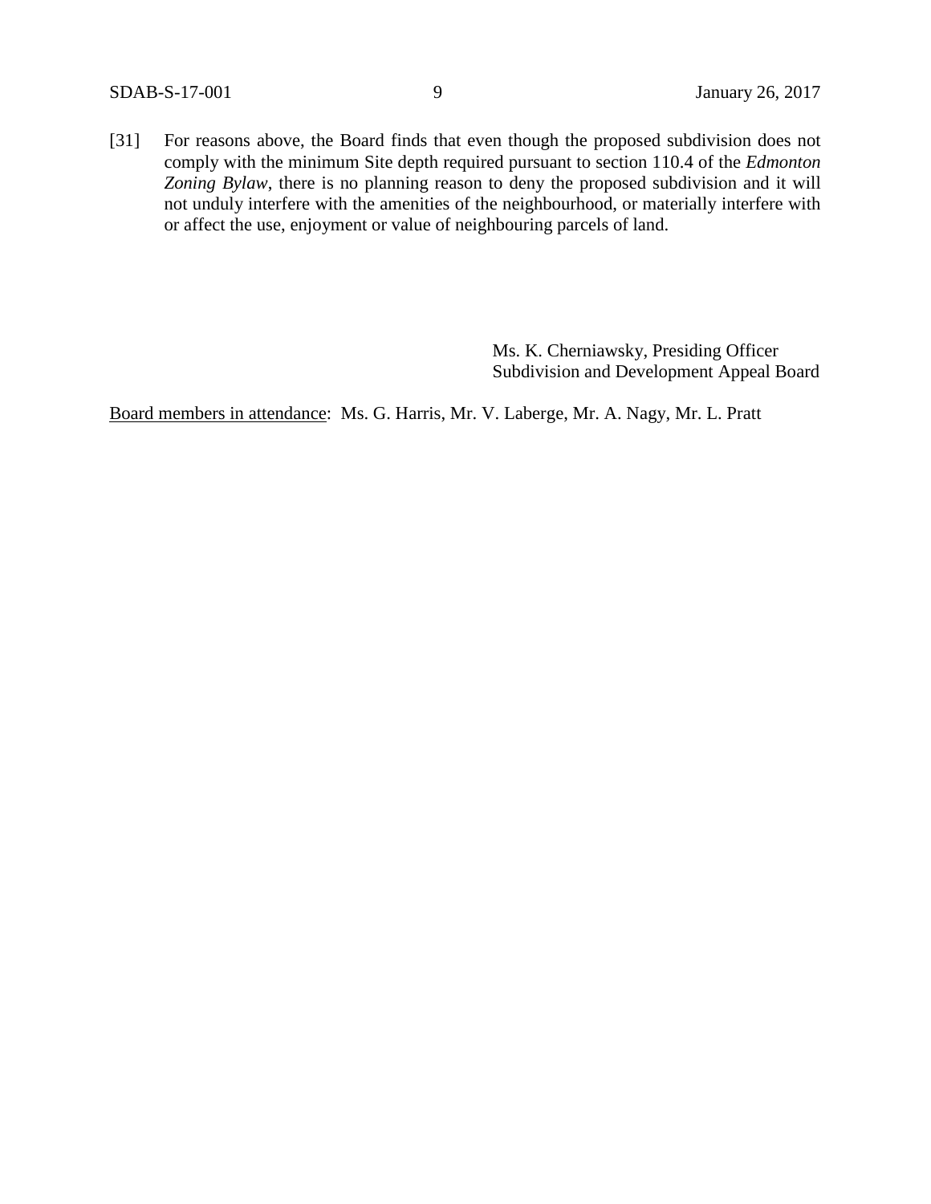[31] For reasons above, the Board finds that even though the proposed subdivision does not comply with the minimum Site depth required pursuant to section 110.4 of the *Edmonton Zoning Bylaw*, there is no planning reason to deny the proposed subdivision and it will not unduly interfere with the amenities of the neighbourhood, or materially interfere with or affect the use, enjoyment or value of neighbouring parcels of land.

Ms. K. Cherniawsky, Presiding Officer
Subdivision and Development Appeal Board

Board members in attendance: Ms. G. Harris, Mr. V. Laberge, Mr. A. Nagy, Mr. L. Pratt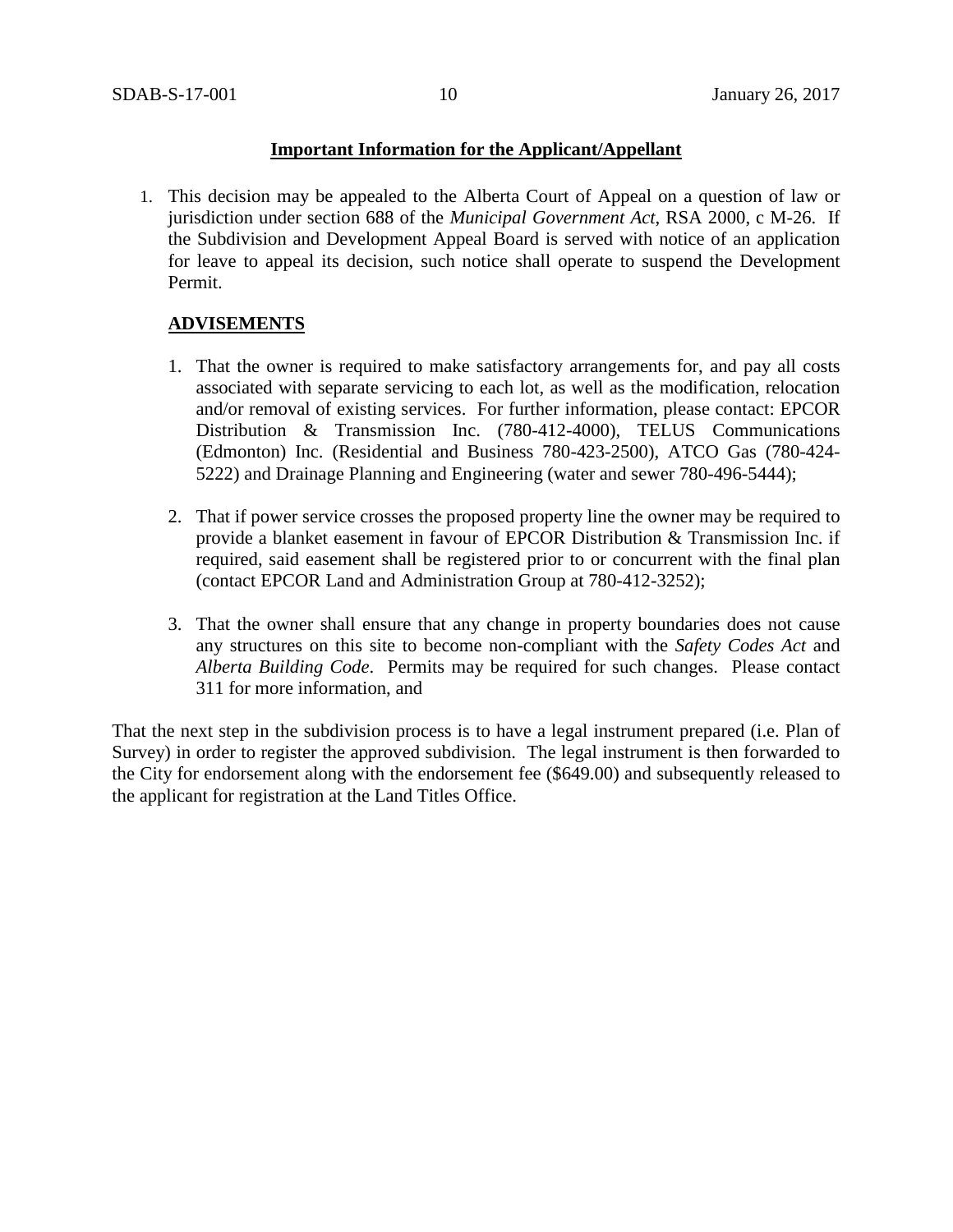**Important Information for the Applicant/Appellant**

1. This decision may be appealed to the Alberta Court of Appeal on a question of law or jurisdiction under section 688 of the *Municipal Government Act*, RSA 2000, c M-26. If the Subdivision and Development Appeal Board is served with notice of an application for leave to appeal its decision, such notice shall operate to suspend the Development Permit.

**ADVISEMENTS**

1. That the owner is required to make satisfactory arrangements for, and pay all costs associated with separate servicing to each lot, as well as the modification, relocation and/or removal of existing services. For further information, please contact: EPCOR Distribution & Transmission Inc. (780-412-4000), TELUS Communications (Edmonton) Inc. (Residential and Business 780-423-2500), ATCO Gas (780-424-5222) and Drainage Planning and Engineering (water and sewer 780-496-5444);

2. That if power service crosses the proposed property line the owner may be required to provide a blanket easement in favour of EPCOR Distribution & Transmission Inc. if required, said easement shall be registered prior to or concurrent with the final plan (contact EPCOR Land and Administration Group at 780-412-3252);

3. That the owner shall ensure that any change in property boundaries does not cause any structures on this site to become non-compliant with the *Safety Codes Act* and *Alberta Building Code*. Permits may be required for such changes. Please contact 311 for more information, and

That the next step in the subdivision process is to have a legal instrument prepared (i.e. Plan of Survey) in order to register the approved subdivision. The legal instrument is then forwarded to the City for endorsement along with the endorsement fee ($649.00) and subsequently released to the applicant for registration at the Land Titles Office.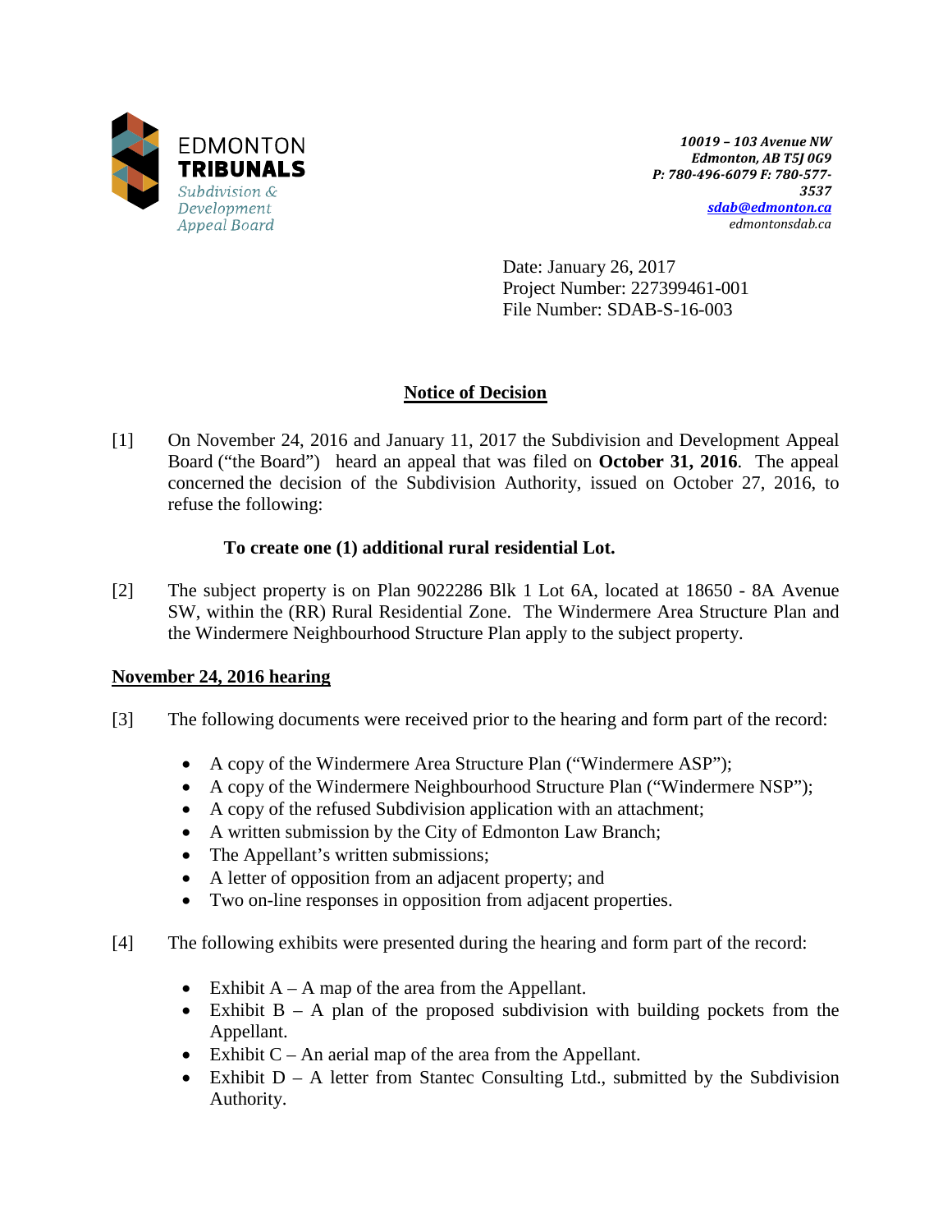EDMONTON
**TRIBUNALS**
*Subdivision & Development Appeal Board*

***10019 – 103 Avenue NW***
***Edmonton, AB T5J 0G9***
***P: 780-496-6079 F: 780-577-3537***
***sdab@edmonton.ca***
*edmontonsdab.ca*

Date: January 26, 2017
Project Number: 227399461-001
File Number: SDAB-S-16-003

## **Notice of Decision**

[1] On November 24, 2016 and January 11, 2017 the Subdivision and Development Appeal Board ("the Board") heard an appeal that was filed on **October 31, 2016**. The appeal concerned the decision of the Subdivision Authority, issued on October 27, 2016, to refuse the following:

**To create one (1) additional rural residential Lot.**

[2] The subject property is on Plan 9022286 Blk 1 Lot 6A, located at 18650 - 8A Avenue SW, within the (RR) Rural Residential Zone. The Windermere Area Structure Plan and the Windermere Neighbourhood Structure Plan apply to the subject property.

### **November 24, 2016 hearing**

[3] The following documents were received prior to the hearing and form part of the record:

- A copy of the Windermere Area Structure Plan ("Windermere ASP");
- A copy of the Windermere Neighbourhood Structure Plan ("Windermere NSP");
- A copy of the refused Subdivision application with an attachment;
- A written submission by the City of Edmonton Law Branch;
- The Appellant's written submissions;
- A letter of opposition from an adjacent property; and
- Two on-line responses in opposition from adjacent properties.

[4] The following exhibits were presented during the hearing and form part of the record:

- Exhibit A – A map of the area from the Appellant.
- Exhibit B – A plan of the proposed subdivision with building pockets from the Appellant.
- Exhibit C – An aerial map of the area from the Appellant.
- Exhibit D – A letter from Stantec Consulting Ltd., submitted by the Subdivision Authority.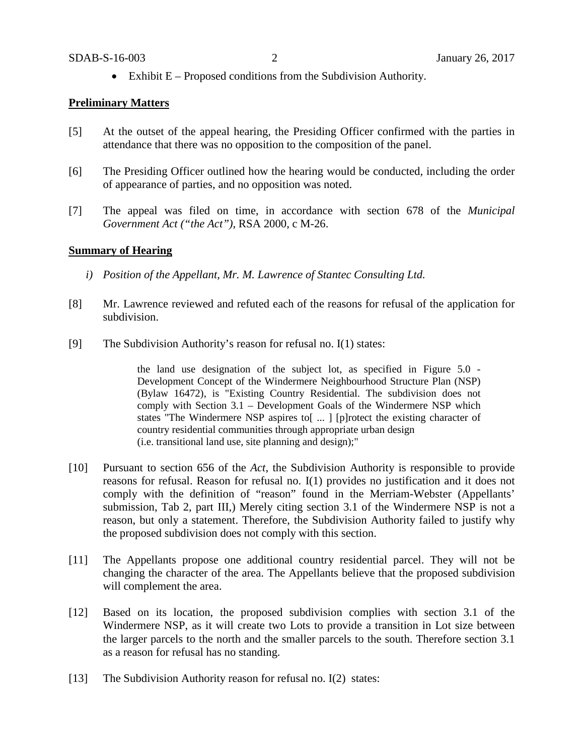- Exhibit E – Proposed conditions from the Subdivision Authority.

**Preliminary Matters**

[5] At the outset of the appeal hearing, the Presiding Officer confirmed with the parties in attendance that there was no opposition to the composition of the panel.

[6] The Presiding Officer outlined how the hearing would be conducted, including the order of appearance of parties, and no opposition was noted.

[7] The appeal was filed on time, in accordance with section 678 of the *Municipal Government Act ("the Act")*, RSA 2000, c M-26.

**Summary of Hearing**

*i) Position of the Appellant, Mr. M. Lawrence of Stantec Consulting Ltd.*

[8] Mr. Lawrence reviewed and refuted each of the reasons for refusal of the application for subdivision.

[9] The Subdivision Authority's reason for refusal no. I(1) states:

> the land use designation of the subject lot, as specified in Figure 5.0 - Development Concept of the Windermere Neighbourhood Structure Plan (NSP) (Bylaw 16472), is "Existing Country Residential. The subdivision does not comply with Section 3.1 – Development Goals of the Windermere NSP which states "The Windermere NSP aspires to[ ... ] [p]rotect the existing character of country residential communities through appropriate urban design (i.e. transitional land use, site planning and design);"

[10] Pursuant to section 656 of the *Act*, the Subdivision Authority is responsible to provide reasons for refusal. Reason for refusal no. I(1) provides no justification and it does not comply with the definition of "reason" found in the Merriam-Webster (Appellants' submission, Tab 2, part III,) Merely citing section 3.1 of the Windermere NSP is not a reason, but only a statement. Therefore, the Subdivision Authority failed to justify why the proposed subdivision does not comply with this section.

[11] The Appellants propose one additional country residential parcel. They will not be changing the character of the area. The Appellants believe that the proposed subdivision will complement the area.

[12] Based on its location, the proposed subdivision complies with section 3.1 of the Windermere NSP, as it will create two Lots to provide a transition in Lot size between the larger parcels to the north and the smaller parcels to the south. Therefore section 3.1 as a reason for refusal has no standing.

[13] The Subdivision Authority reason for refusal no. I(2) states: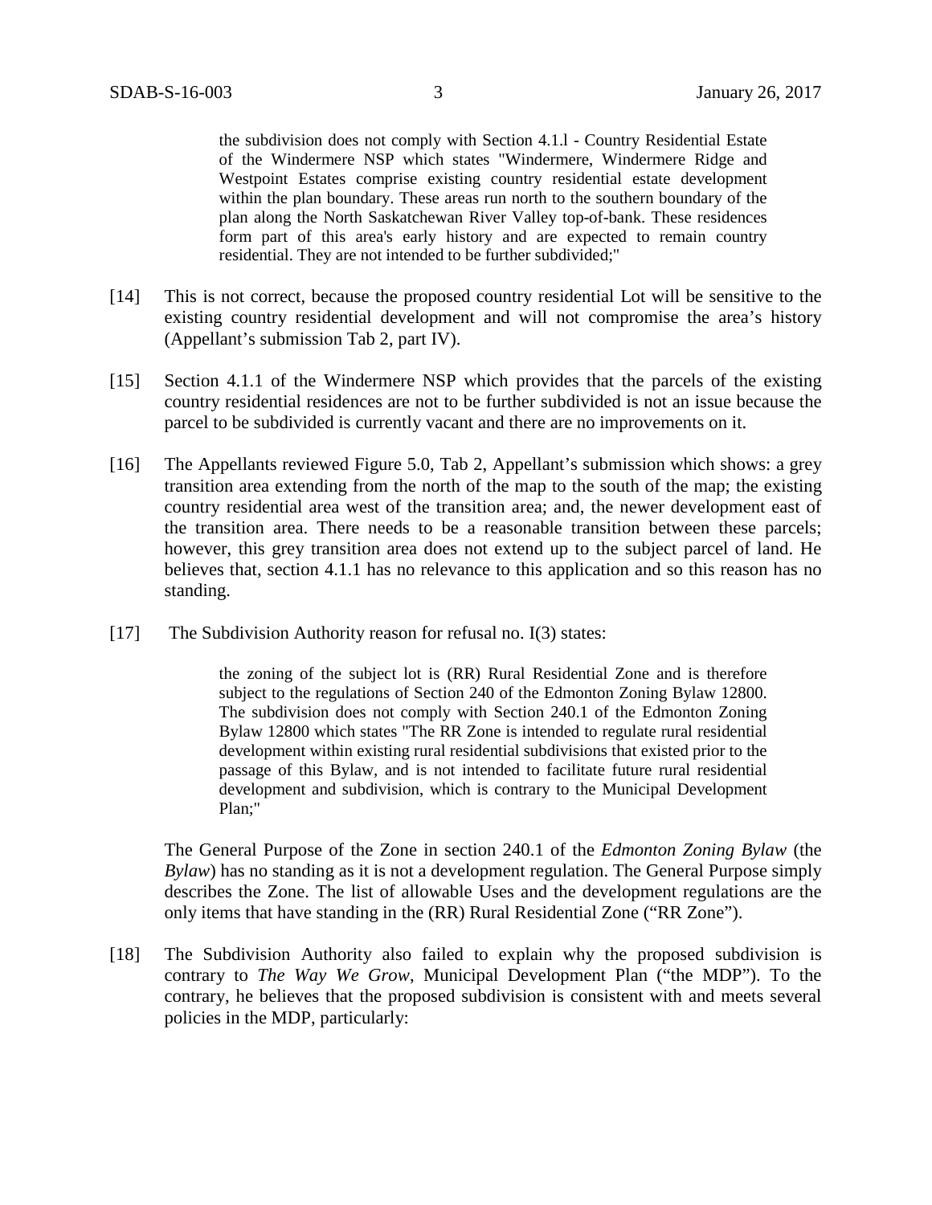> the subdivision does not comply with Section 4.1.l - Country Residential Estate of the Windermere NSP which states "Windermere, Windermere Ridge and Westpoint Estates comprise existing country residential estate development within the plan boundary. These areas run north to the southern boundary of the plan along the North Saskatchewan River Valley top-of-bank. These residences form part of this area's early history and are expected to remain country residential. They are not intended to be further subdivided;"

[14] This is not correct, because the proposed country residential Lot will be sensitive to the existing country residential development and will not compromise the area's history (Appellant's submission Tab 2, part IV).

[15] Section 4.1.1 of the Windermere NSP which provides that the parcels of the existing country residential residences are not to be further subdivided is not an issue because the parcel to be subdivided is currently vacant and there are no improvements on it.

[16] The Appellants reviewed Figure 5.0, Tab 2, Appellant's submission which shows: a grey transition area extending from the north of the map to the south of the map; the existing country residential area west of the transition area; and, the newer development east of the transition area. There needs to be a reasonable transition between these parcels; however, this grey transition area does not extend up to the subject parcel of land. He believes that, section 4.1.1 has no relevance to this application and so this reason has no standing.

[17] The Subdivision Authority reason for refusal no. I(3) states:

> the zoning of the subject lot is (RR) Rural Residential Zone and is therefore subject to the regulations of Section 240 of the Edmonton Zoning Bylaw 12800. The subdivision does not comply with Section 240.1 of the Edmonton Zoning Bylaw 12800 which states "The RR Zone is intended to regulate rural residential development within existing rural residential subdivisions that existed prior to the passage of this Bylaw, and is not intended to facilitate future rural residential development and subdivision, which is contrary to the Municipal Development Plan;"

The General Purpose of the Zone in section 240.1 of the *Edmonton Zoning Bylaw* (the *Bylaw*) has no standing as it is not a development regulation. The General Purpose simply describes the Zone. The list of allowable Uses and the development regulations are the only items that have standing in the (RR) Rural Residential Zone ("RR Zone").

[18] The Subdivision Authority also failed to explain why the proposed subdivision is contrary to *The Way We Grow*, Municipal Development Plan ("the MDP"). To the contrary, he believes that the proposed subdivision is consistent with and meets several policies in the MDP, particularly: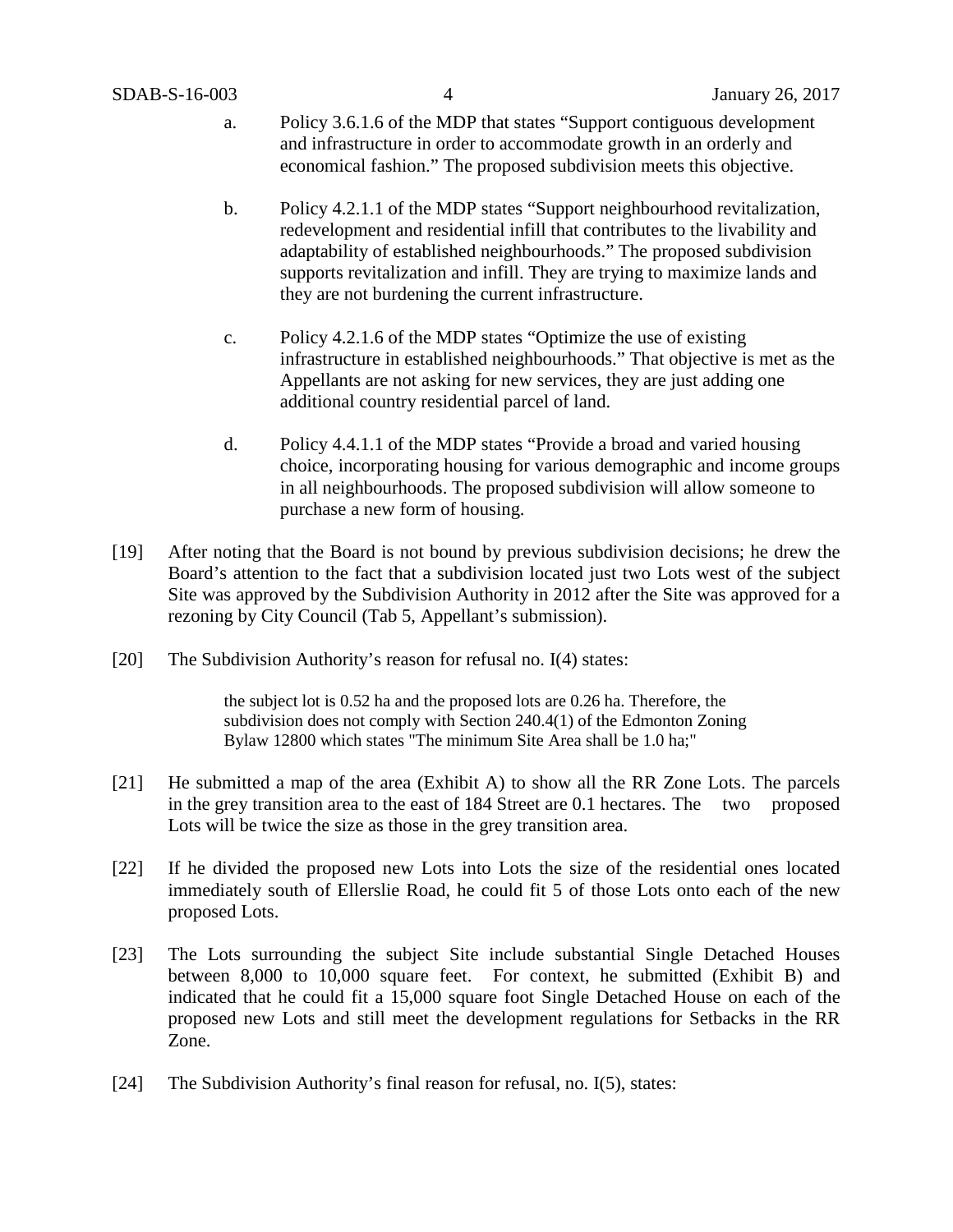a. Policy 3.6.1.6 of the MDP that states "Support contiguous development and infrastructure in order to accommodate growth in an orderly and economical fashion." The proposed subdivision meets this objective.

b. Policy 4.2.1.1 of the MDP states "Support neighbourhood revitalization, redevelopment and residential infill that contributes to the livability and adaptability of established neighbourhoods." The proposed subdivision supports revitalization and infill. They are trying to maximize lands and they are not burdening the current infrastructure.

c. Policy 4.2.1.6 of the MDP states "Optimize the use of existing infrastructure in established neighbourhoods." That objective is met as the Appellants are not asking for new services, they are just adding one additional country residential parcel of land.

d. Policy 4.4.1.1 of the MDP states "Provide a broad and varied housing choice, incorporating housing for various demographic and income groups in all neighbourhoods. The proposed subdivision will allow someone to purchase a new form of housing.

[19] After noting that the Board is not bound by previous subdivision decisions; he drew the Board's attention to the fact that a subdivision located just two Lots west of the subject Site was approved by the Subdivision Authority in 2012 after the Site was approved for a rezoning by City Council (Tab 5, Appellant's submission).

[20] The Subdivision Authority's reason for refusal no. I(4) states:

> the subject lot is 0.52 ha and the proposed lots are 0.26 ha. Therefore, the subdivision does not comply with Section 240.4(1) of the Edmonton Zoning Bylaw 12800 which states "The minimum Site Area shall be 1.0 ha;"

[21] He submitted a map of the area (Exhibit A) to show all the RR Zone Lots. The parcels in the grey transition area to the east of 184 Street are 0.1 hectares. The two proposed Lots will be twice the size as those in the grey transition area.

[22] If he divided the proposed new Lots into Lots the size of the residential ones located immediately south of Ellerslie Road, he could fit 5 of those Lots onto each of the new proposed Lots.

[23] The Lots surrounding the subject Site include substantial Single Detached Houses between 8,000 to 10,000 square feet. For context, he submitted (Exhibit B) and indicated that he could fit a 15,000 square foot Single Detached House on each of the proposed new Lots and still meet the development regulations for Setbacks in the RR Zone.

[24] The Subdivision Authority's final reason for refusal, no. I(5), states: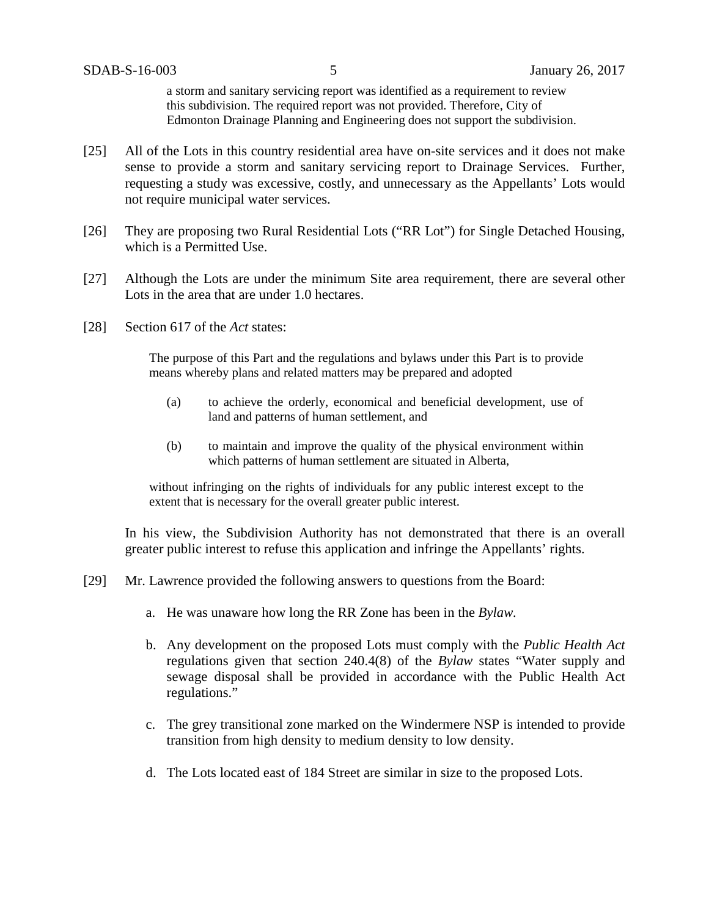> a storm and sanitary servicing report was identified as a requirement to review this subdivision. The required report was not provided. Therefore, City of Edmonton Drainage Planning and Engineering does not support the subdivision.

[25] All of the Lots in this country residential area have on-site services and it does not make sense to provide a storm and sanitary servicing report to Drainage Services. Further, requesting a study was excessive, costly, and unnecessary as the Appellants' Lots would not require municipal water services.

[26] They are proposing two Rural Residential Lots ("RR Lot") for Single Detached Housing, which is a Permitted Use.

[27] Although the Lots are under the minimum Site area requirement, there are several other Lots in the area that are under 1.0 hectares.

[28] Section 617 of the *Act* states:

> The purpose of this Part and the regulations and bylaws under this Part is to provide means whereby plans and related matters may be prepared and adopted
>
> (a) to achieve the orderly, economical and beneficial development, use of land and patterns of human settlement, and
>
> (b) to maintain and improve the quality of the physical environment within which patterns of human settlement are situated in Alberta,
>
> without infringing on the rights of individuals for any public interest except to the extent that is necessary for the overall greater public interest.

In his view, the Subdivision Authority has not demonstrated that there is an overall greater public interest to refuse this application and infringe the Appellants' rights.

[29] Mr. Lawrence provided the following answers to questions from the Board:

a. He was unaware how long the RR Zone has been in the *Bylaw.*

b. Any development on the proposed Lots must comply with the *Public Health Act* regulations given that section 240.4(8) of the *Bylaw* states "Water supply and sewage disposal shall be provided in accordance with the Public Health Act regulations."

c. The grey transitional zone marked on the Windermere NSP is intended to provide transition from high density to medium density to low density.

d. The Lots located east of 184 Street are similar in size to the proposed Lots.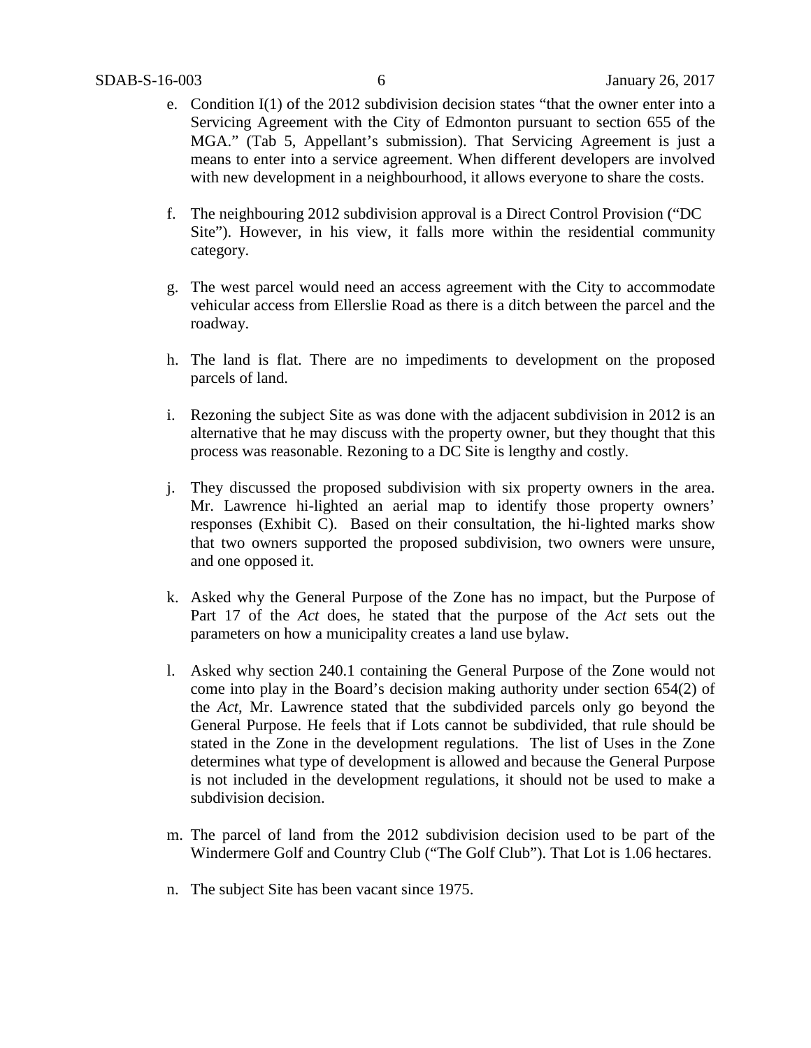e. Condition I(1) of the 2012 subdivision decision states "that the owner enter into a Servicing Agreement with the City of Edmonton pursuant to section 655 of the MGA." (Tab 5, Appellant's submission). That Servicing Agreement is just a means to enter into a service agreement. When different developers are involved with new development in a neighbourhood, it allows everyone to share the costs.

f. The neighbouring 2012 subdivision approval is a Direct Control Provision ("DC Site"). However, in his view, it falls more within the residential community category.

g. The west parcel would need an access agreement with the City to accommodate vehicular access from Ellerslie Road as there is a ditch between the parcel and the roadway.

h. The land is flat. There are no impediments to development on the proposed parcels of land.

i. Rezoning the subject Site as was done with the adjacent subdivision in 2012 is an alternative that he may discuss with the property owner, but they thought that this process was reasonable. Rezoning to a DC Site is lengthy and costly.

j. They discussed the proposed subdivision with six property owners in the area. Mr. Lawrence hi-lighted an aerial map to identify those property owners' responses (Exhibit C). Based on their consultation, the hi-lighted marks show that two owners supported the proposed subdivision, two owners were unsure, and one opposed it.

k. Asked why the General Purpose of the Zone has no impact, but the Purpose of Part 17 of the *Act* does, he stated that the purpose of the *Act* sets out the parameters on how a municipality creates a land use bylaw.

l. Asked why section 240.1 containing the General Purpose of the Zone would not come into play in the Board's decision making authority under section 654(2) of the *Act*, Mr. Lawrence stated that the subdivided parcels only go beyond the General Purpose. He feels that if Lots cannot be subdivided, that rule should be stated in the Zone in the development regulations. The list of Uses in the Zone determines what type of development is allowed and because the General Purpose is not included in the development regulations, it should not be used to make a subdivision decision.

m. The parcel of land from the 2012 subdivision decision used to be part of the Windermere Golf and Country Club ("The Golf Club"). That Lot is 1.06 hectares.

n. The subject Site has been vacant since 1975.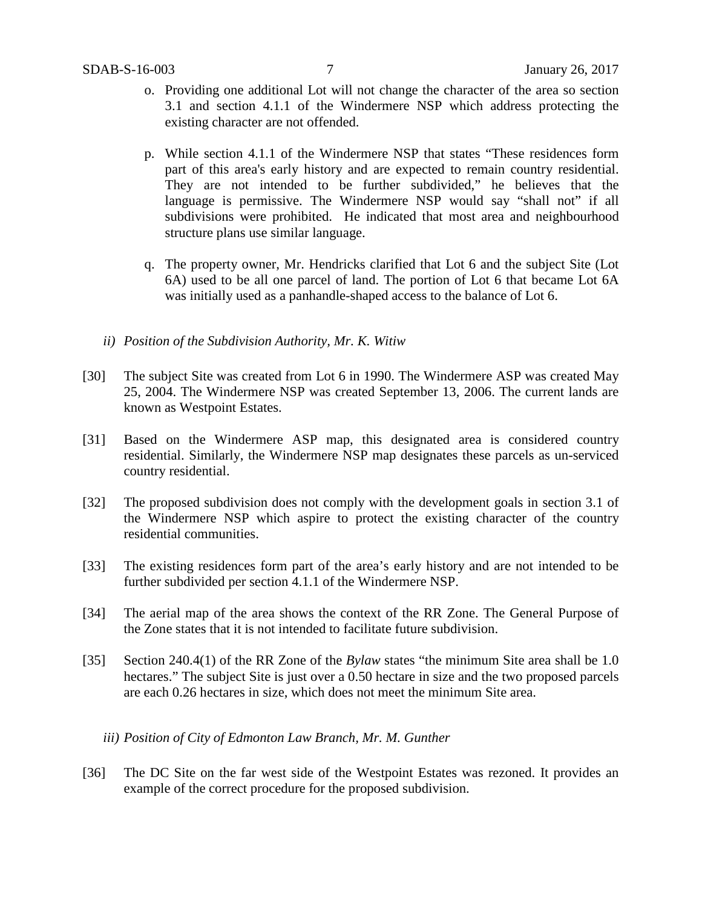o. Providing one additional Lot will not change the character of the area so section 3.1 and section 4.1.1 of the Windermere NSP which address protecting the existing character are not offended.

p. While section 4.1.1 of the Windermere NSP that states "These residences form part of this area's early history and are expected to remain country residential. They are not intended to be further subdivided," he believes that the language is permissive. The Windermere NSP would say "shall not" if all subdivisions were prohibited. He indicated that most area and neighbourhood structure plans use similar language.

q. The property owner, Mr. Hendricks clarified that Lot 6 and the subject Site (Lot 6A) used to be all one parcel of land. The portion of Lot 6 that became Lot 6A was initially used as a panhandle-shaped access to the balance of Lot 6.

*ii) Position of the Subdivision Authority, Mr. K. Witiw*

[30] The subject Site was created from Lot 6 in 1990. The Windermere ASP was created May 25, 2004. The Windermere NSP was created September 13, 2006. The current lands are known as Westpoint Estates.

[31] Based on the Windermere ASP map, this designated area is considered country residential. Similarly, the Windermere NSP map designates these parcels as un-serviced country residential.

[32] The proposed subdivision does not comply with the development goals in section 3.1 of the Windermere NSP which aspire to protect the existing character of the country residential communities.

[33] The existing residences form part of the area's early history and are not intended to be further subdivided per section 4.1.1 of the Windermere NSP.

[34] The aerial map of the area shows the context of the RR Zone. The General Purpose of the Zone states that it is not intended to facilitate future subdivision.

[35] Section 240.4(1) of the RR Zone of the *Bylaw* states "the minimum Site area shall be 1.0 hectares." The subject Site is just over a 0.50 hectare in size and the two proposed parcels are each 0.26 hectares in size, which does not meet the minimum Site area.

*iii) Position of City of Edmonton Law Branch, Mr. M. Gunther*

[36] The DC Site on the far west side of the Westpoint Estates was rezoned. It provides an example of the correct procedure for the proposed subdivision.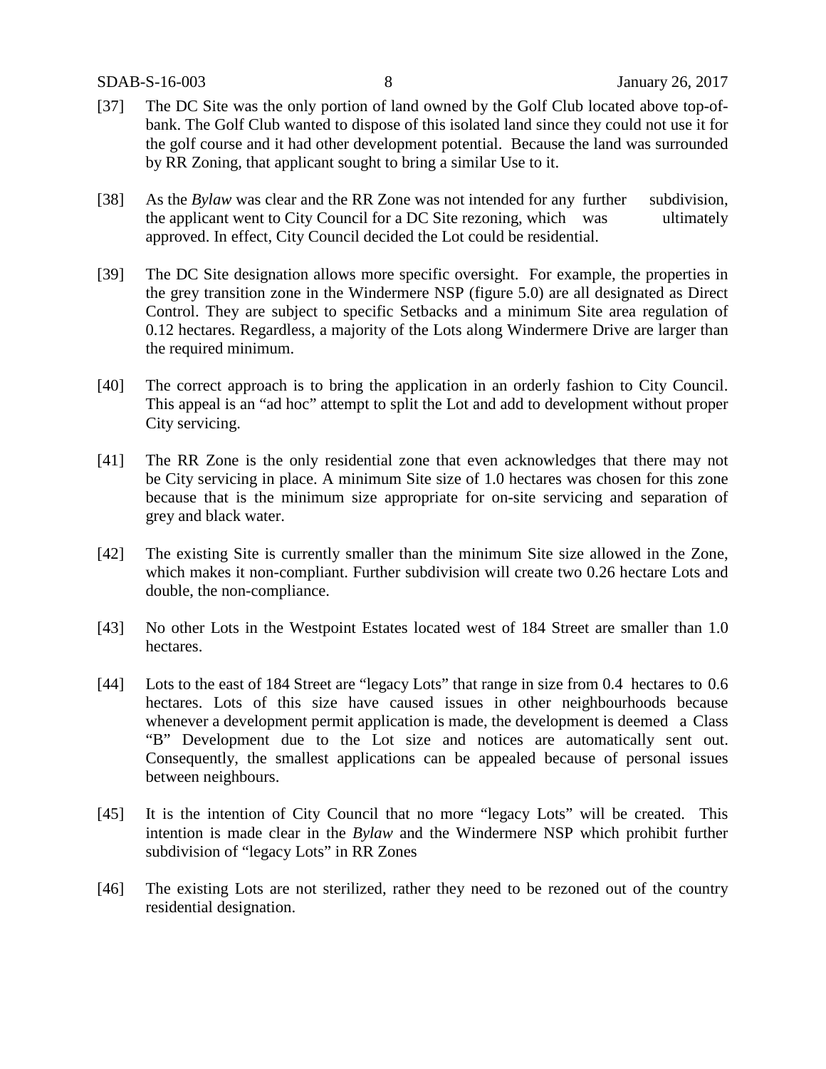[37] The DC Site was the only portion of land owned by the Golf Club located above top-of-bank. The Golf Club wanted to dispose of this isolated land since they could not use it for the golf course and it had other development potential. Because the land was surrounded by RR Zoning, that applicant sought to bring a similar Use to it.

[38] As the *Bylaw* was clear and the RR Zone was not intended for any further subdivision, the applicant went to City Council for a DC Site rezoning, which was ultimately approved. In effect, City Council decided the Lot could be residential.

[39] The DC Site designation allows more specific oversight. For example, the properties in the grey transition zone in the Windermere NSP (figure 5.0) are all designated as Direct Control. They are subject to specific Setbacks and a minimum Site area regulation of 0.12 hectares. Regardless, a majority of the Lots along Windermere Drive are larger than the required minimum.

[40] The correct approach is to bring the application in an orderly fashion to City Council. This appeal is an "ad hoc" attempt to split the Lot and add to development without proper City servicing.

[41] The RR Zone is the only residential zone that even acknowledges that there may not be City servicing in place. A minimum Site size of 1.0 hectares was chosen for this zone because that is the minimum size appropriate for on-site servicing and separation of grey and black water.

[42] The existing Site is currently smaller than the minimum Site size allowed in the Zone, which makes it non-compliant. Further subdivision will create two 0.26 hectare Lots and double, the non-compliance.

[43] No other Lots in the Westpoint Estates located west of 184 Street are smaller than 1.0 hectares.

[44] Lots to the east of 184 Street are "legacy Lots" that range in size from 0.4 hectares to 0.6 hectares. Lots of this size have caused issues in other neighbourhoods because whenever a development permit application is made, the development is deemed a Class "B" Development due to the Lot size and notices are automatically sent out. Consequently, the smallest applications can be appealed because of personal issues between neighbours.

[45] It is the intention of City Council that no more "legacy Lots" will be created. This intention is made clear in the *Bylaw* and the Windermere NSP which prohibit further subdivision of "legacy Lots" in RR Zones

[46] The existing Lots are not sterilized, rather they need to be rezoned out of the country residential designation.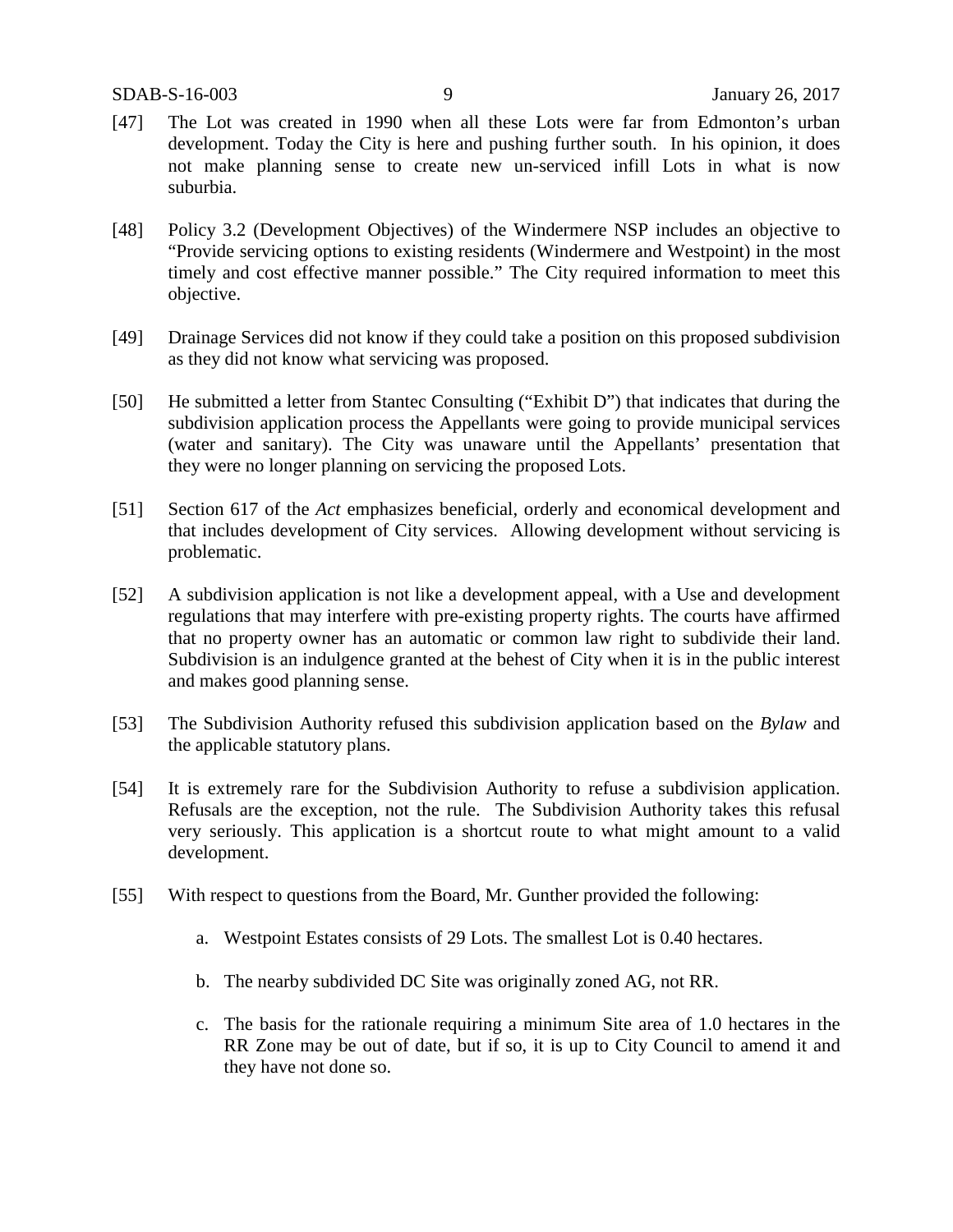[47] The Lot was created in 1990 when all these Lots were far from Edmonton's urban development. Today the City is here and pushing further south. In his opinion, it does not make planning sense to create new un-serviced infill Lots in what is now suburbia.

[48] Policy 3.2 (Development Objectives) of the Windermere NSP includes an objective to "Provide servicing options to existing residents (Windermere and Westpoint) in the most timely and cost effective manner possible." The City required information to meet this objective.

[49] Drainage Services did not know if they could take a position on this proposed subdivision as they did not know what servicing was proposed.

[50] He submitted a letter from Stantec Consulting ("Exhibit D") that indicates that during the subdivision application process the Appellants were going to provide municipal services (water and sanitary). The City was unaware until the Appellants' presentation that they were no longer planning on servicing the proposed Lots.

[51] Section 617 of the *Act* emphasizes beneficial, orderly and economical development and that includes development of City services. Allowing development without servicing is problematic.

[52] A subdivision application is not like a development appeal, with a Use and development regulations that may interfere with pre-existing property rights. The courts have affirmed that no property owner has an automatic or common law right to subdivide their land. Subdivision is an indulgence granted at the behest of City when it is in the public interest and makes good planning sense.

[53] The Subdivision Authority refused this subdivision application based on the *Bylaw* and the applicable statutory plans.

[54] It is extremely rare for the Subdivision Authority to refuse a subdivision application. Refusals are the exception, not the rule. The Subdivision Authority takes this refusal very seriously. This application is a shortcut route to what might amount to a valid development.

[55] With respect to questions from the Board, Mr. Gunther provided the following:

a. Westpoint Estates consists of 29 Lots. The smallest Lot is 0.40 hectares.

b. The nearby subdivided DC Site was originally zoned AG, not RR.

c. The basis for the rationale requiring a minimum Site area of 1.0 hectares in the RR Zone may be out of date, but if so, it is up to City Council to amend it and they have not done so.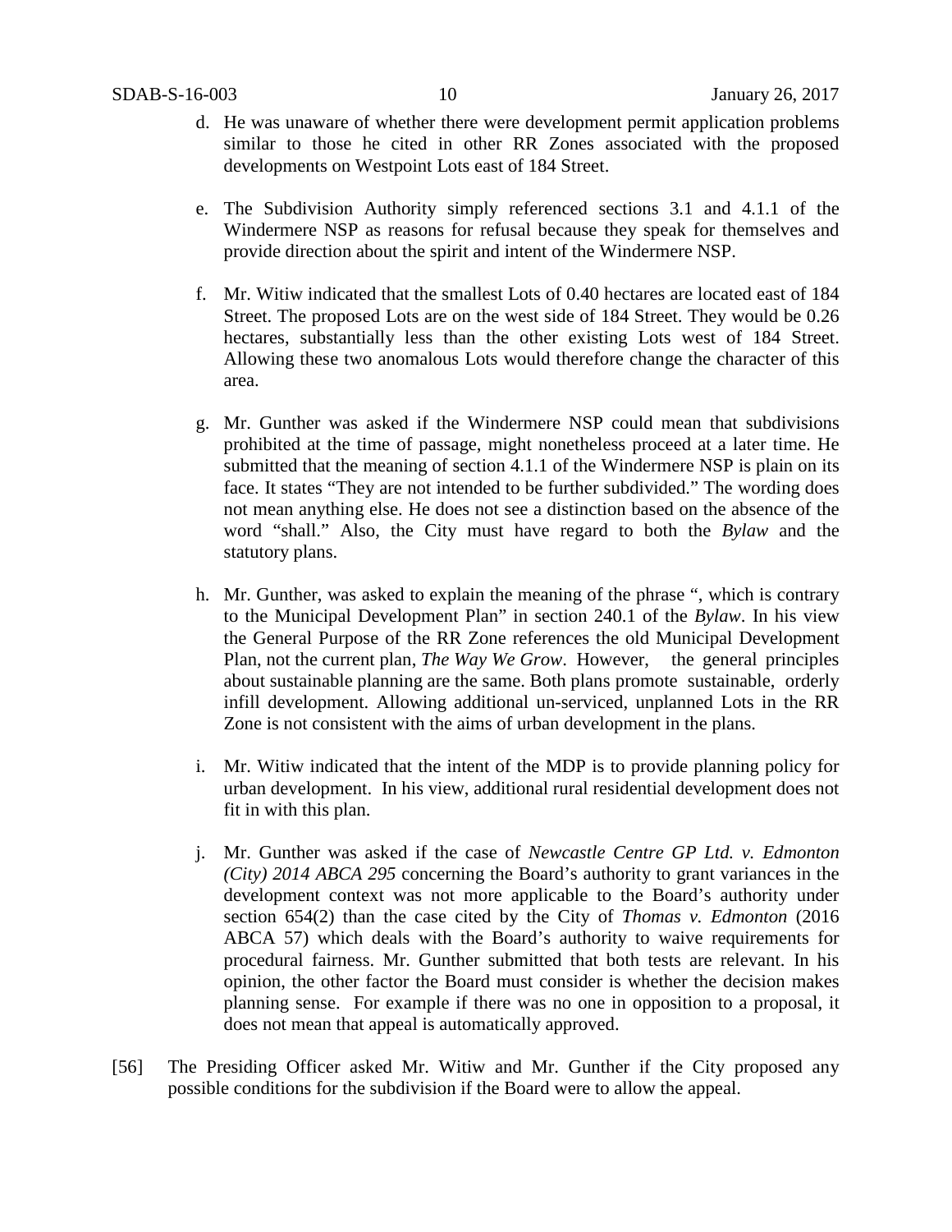d. He was unaware of whether there were development permit application problems similar to those he cited in other RR Zones associated with the proposed developments on Westpoint Lots east of 184 Street.

e. The Subdivision Authority simply referenced sections 3.1 and 4.1.1 of the Windermere NSP as reasons for refusal because they speak for themselves and provide direction about the spirit and intent of the Windermere NSP.

f. Mr. Witiw indicated that the smallest Lots of 0.40 hectares are located east of 184 Street. The proposed Lots are on the west side of 184 Street. They would be 0.26 hectares, substantially less than the other existing Lots west of 184 Street. Allowing these two anomalous Lots would therefore change the character of this area.

g. Mr. Gunther was asked if the Windermere NSP could mean that subdivisions prohibited at the time of passage, might nonetheless proceed at a later time. He submitted that the meaning of section 4.1.1 of the Windermere NSP is plain on its face. It states "They are not intended to be further subdivided." The wording does not mean anything else. He does not see a distinction based on the absence of the word "shall." Also, the City must have regard to both the *Bylaw* and the statutory plans.

h. Mr. Gunther, was asked to explain the meaning of the phrase ", which is contrary to the Municipal Development Plan" in section 240.1 of the *Bylaw*. In his view the General Purpose of the RR Zone references the old Municipal Development Plan, not the current plan, *The Way We Grow*. However, the general principles about sustainable planning are the same. Both plans promote sustainable, orderly infill development. Allowing additional un-serviced, unplanned Lots in the RR Zone is not consistent with the aims of urban development in the plans.

i. Mr. Witiw indicated that the intent of the MDP is to provide planning policy for urban development. In his view, additional rural residential development does not fit in with this plan.

j. Mr. Gunther was asked if the case of *Newcastle Centre GP Ltd. v. Edmonton (City) 2014 ABCA 295* concerning the Board's authority to grant variances in the development context was not more applicable to the Board's authority under section 654(2) than the case cited by the City of *Thomas v. Edmonton* (2016 ABCA 57) which deals with the Board's authority to waive requirements for procedural fairness. Mr. Gunther submitted that both tests are relevant. In his opinion, the other factor the Board must consider is whether the decision makes planning sense. For example if there was no one in opposition to a proposal, it does not mean that appeal is automatically approved.

[56] The Presiding Officer asked Mr. Witiw and Mr. Gunther if the City proposed any possible conditions for the subdivision if the Board were to allow the appeal.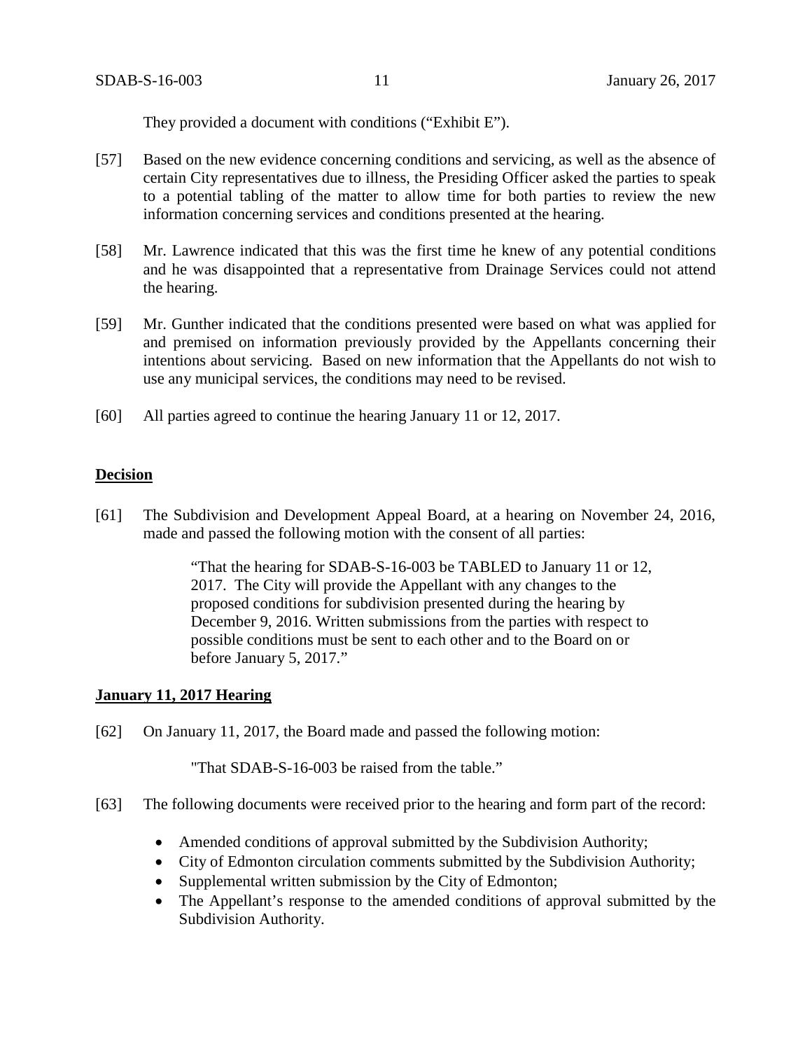They provided a document with conditions ("Exhibit E").

[57] Based on the new evidence concerning conditions and servicing, as well as the absence of certain City representatives due to illness, the Presiding Officer asked the parties to speak to a potential tabling of the matter to allow time for both parties to review the new information concerning services and conditions presented at the hearing.

[58] Mr. Lawrence indicated that this was the first time he knew of any potential conditions and he was disappointed that a representative from Drainage Services could not attend the hearing.

[59] Mr. Gunther indicated that the conditions presented were based on what was applied for and premised on information previously provided by the Appellants concerning their intentions about servicing. Based on new information that the Appellants do not wish to use any municipal services, the conditions may need to be revised.

[60] All parties agreed to continue the hearing January 11 or 12, 2017.

**Decision**

[61] The Subdivision and Development Appeal Board, at a hearing on November 24, 2016, made and passed the following motion with the consent of all parties:

> "That the hearing for SDAB-S-16-003 be TABLED to January 11 or 12, 2017. The City will provide the Appellant with any changes to the proposed conditions for subdivision presented during the hearing by December 9, 2016. Written submissions from the parties with respect to possible conditions must be sent to each other and to the Board on or before January 5, 2017."

**January 11, 2017 Hearing**

[62] On January 11, 2017, the Board made and passed the following motion:

> "That SDAB-S-16-003 be raised from the table."

[63] The following documents were received prior to the hearing and form part of the record:

- Amended conditions of approval submitted by the Subdivision Authority;
- City of Edmonton circulation comments submitted by the Subdivision Authority;
- Supplemental written submission by the City of Edmonton;
- The Appellant's response to the amended conditions of approval submitted by the Subdivision Authority.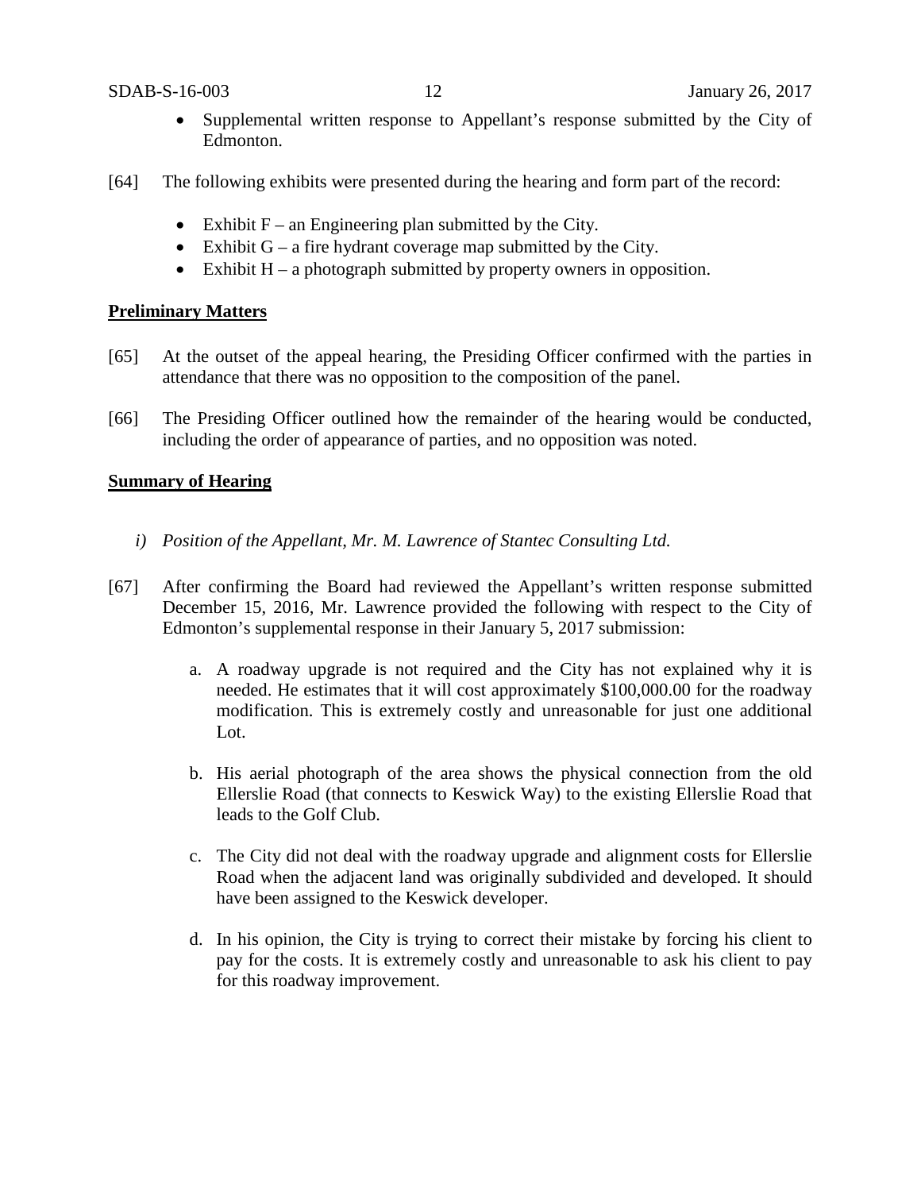- Supplemental written response to Appellant's response submitted by the City of Edmonton.

[64] The following exhibits were presented during the hearing and form part of the record:

- Exhibit F – an Engineering plan submitted by the City.
- Exhibit G – a fire hydrant coverage map submitted by the City.
- Exhibit H – a photograph submitted by property owners in opposition.

**Preliminary Matters**

[65] At the outset of the appeal hearing, the Presiding Officer confirmed with the parties in attendance that there was no opposition to the composition of the panel.

[66] The Presiding Officer outlined how the remainder of the hearing would be conducted, including the order of appearance of parties, and no opposition was noted.

**Summary of Hearing**

*i) Position of the Appellant, Mr. M. Lawrence of Stantec Consulting Ltd.*

[67] After confirming the Board had reviewed the Appellant's written response submitted December 15, 2016, Mr. Lawrence provided the following with respect to the City of Edmonton's supplemental response in their January 5, 2017 submission:

a. A roadway upgrade is not required and the City has not explained why it is needed. He estimates that it will cost approximately $100,000.00 for the roadway modification. This is extremely costly and unreasonable for just one additional Lot.

b. His aerial photograph of the area shows the physical connection from the old Ellerslie Road (that connects to Keswick Way) to the existing Ellerslie Road that leads to the Golf Club.

c. The City did not deal with the roadway upgrade and alignment costs for Ellerslie Road when the adjacent land was originally subdivided and developed. It should have been assigned to the Keswick developer.

d. In his opinion, the City is trying to correct their mistake by forcing his client to pay for the costs. It is extremely costly and unreasonable to ask his client to pay for this roadway improvement.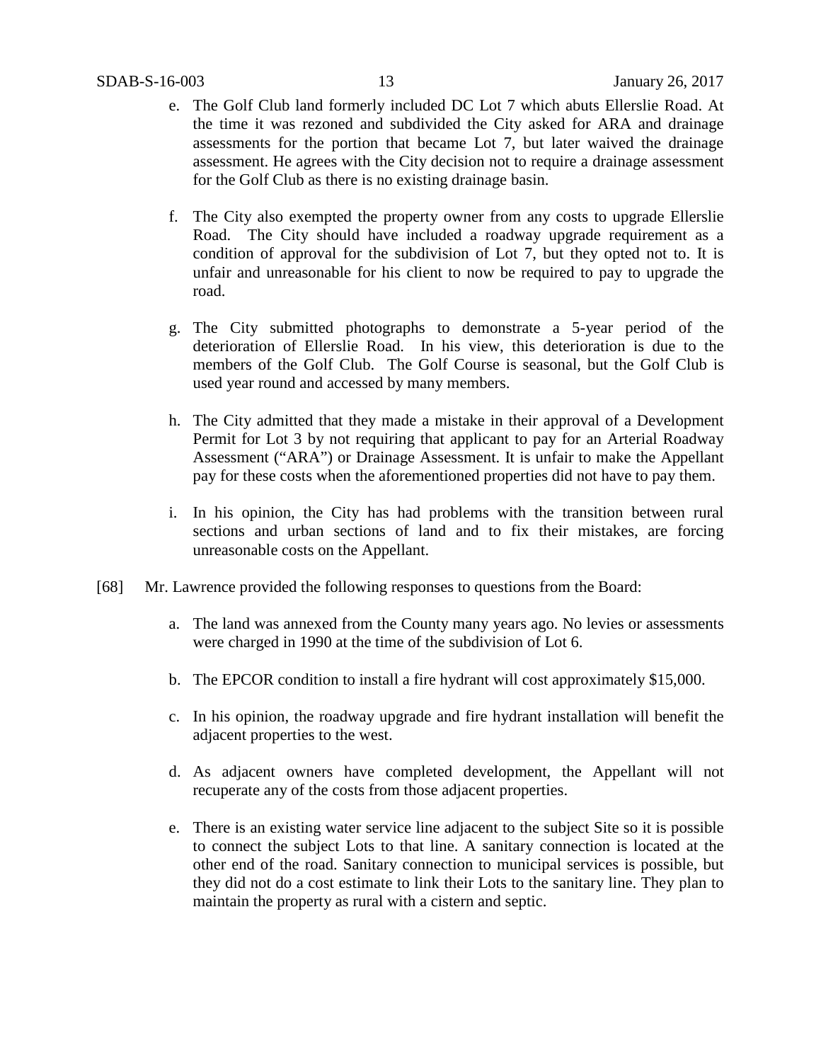e. The Golf Club land formerly included DC Lot 7 which abuts Ellerslie Road. At the time it was rezoned and subdivided the City asked for ARA and drainage assessments for the portion that became Lot 7, but later waived the drainage assessment. He agrees with the City decision not to require a drainage assessment for the Golf Club as there is no existing drainage basin.

f. The City also exempted the property owner from any costs to upgrade Ellerslie Road. The City should have included a roadway upgrade requirement as a condition of approval for the subdivision of Lot 7, but they opted not to. It is unfair and unreasonable for his client to now be required to pay to upgrade the road.

g. The City submitted photographs to demonstrate a 5-year period of the deterioration of Ellerslie Road. In his view, this deterioration is due to the members of the Golf Club. The Golf Course is seasonal, but the Golf Club is used year round and accessed by many members.

h. The City admitted that they made a mistake in their approval of a Development Permit for Lot 3 by not requiring that applicant to pay for an Arterial Roadway Assessment ("ARA") or Drainage Assessment. It is unfair to make the Appellant pay for these costs when the aforementioned properties did not have to pay them.

i. In his opinion, the City has had problems with the transition between rural sections and urban sections of land and to fix their mistakes, are forcing unreasonable costs on the Appellant.

[68] Mr. Lawrence provided the following responses to questions from the Board:

a. The land was annexed from the County many years ago. No levies or assessments were charged in 1990 at the time of the subdivision of Lot 6.

b. The EPCOR condition to install a fire hydrant will cost approximately $15,000.

c. In his opinion, the roadway upgrade and fire hydrant installation will benefit the adjacent properties to the west.

d. As adjacent owners have completed development, the Appellant will not recuperate any of the costs from those adjacent properties.

e. There is an existing water service line adjacent to the subject Site so it is possible to connect the subject Lots to that line. A sanitary connection is located at the other end of the road. Sanitary connection to municipal services is possible, but they did not do a cost estimate to link their Lots to the sanitary line. They plan to maintain the property as rural with a cistern and septic.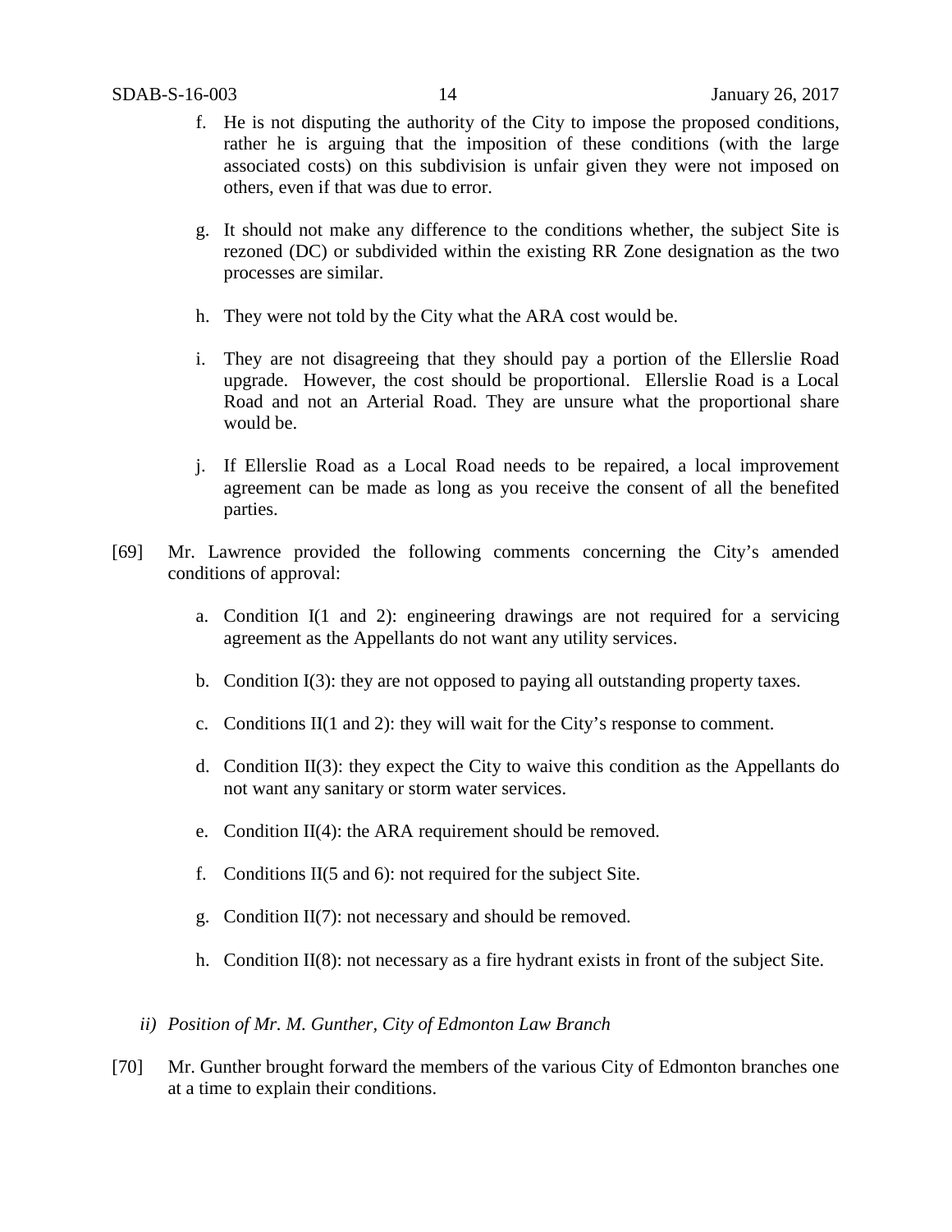f. He is not disputing the authority of the City to impose the proposed conditions, rather he is arguing that the imposition of these conditions (with the large associated costs) on this subdivision is unfair given they were not imposed on others, even if that was due to error.

g. It should not make any difference to the conditions whether, the subject Site is rezoned (DC) or subdivided within the existing RR Zone designation as the two processes are similar.

h. They were not told by the City what the ARA cost would be.

i. They are not disagreeing that they should pay a portion of the Ellerslie Road upgrade. However, the cost should be proportional. Ellerslie Road is a Local Road and not an Arterial Road. They are unsure what the proportional share would be.

j. If Ellerslie Road as a Local Road needs to be repaired, a local improvement agreement can be made as long as you receive the consent of all the benefited parties.

[69] Mr. Lawrence provided the following comments concerning the City's amended conditions of approval:

a. Condition I(1 and 2): engineering drawings are not required for a servicing agreement as the Appellants do not want any utility services.

b. Condition I(3): they are not opposed to paying all outstanding property taxes.

c. Conditions II(1 and 2): they will wait for the City's response to comment.

d. Condition II(3): they expect the City to waive this condition as the Appellants do not want any sanitary or storm water services.

e. Condition II(4): the ARA requirement should be removed.

f. Conditions II(5 and 6): not required for the subject Site.

g. Condition II(7): not necessary and should be removed.

h. Condition II(8): not necessary as a fire hydrant exists in front of the subject Site.

*ii) Position of Mr. M. Gunther, City of Edmonton Law Branch*

[70] Mr. Gunther brought forward the members of the various City of Edmonton branches one at a time to explain their conditions.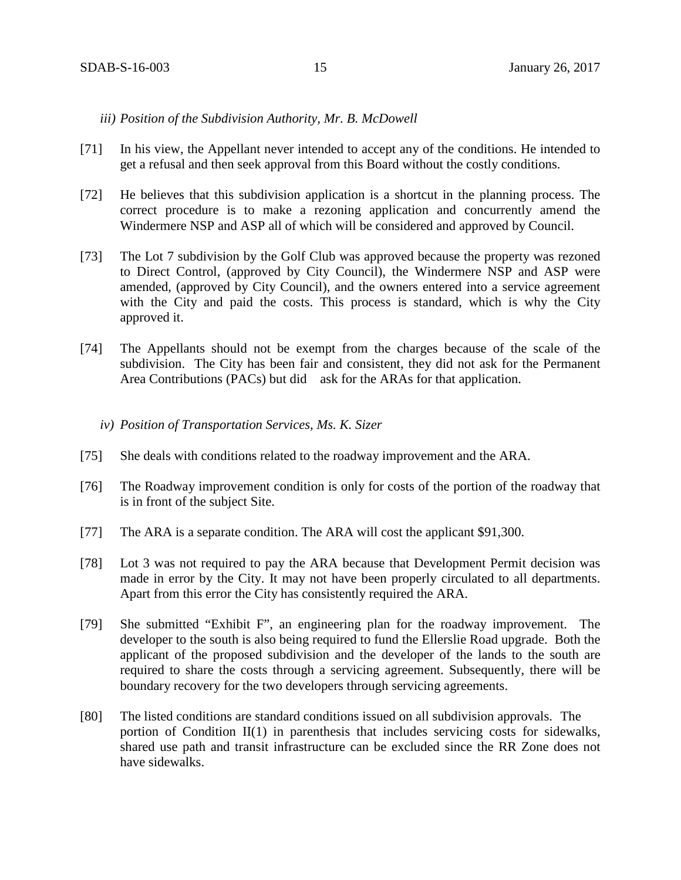*iii) Position of the Subdivision Authority, Mr. B. McDowell*

[71] In his view, the Appellant never intended to accept any of the conditions. He intended to get a refusal and then seek approval from this Board without the costly conditions.

[72] He believes that this subdivision application is a shortcut in the planning process. The correct procedure is to make a rezoning application and concurrently amend the Windermere NSP and ASP all of which will be considered and approved by Council.

[73] The Lot 7 subdivision by the Golf Club was approved because the property was rezoned to Direct Control, (approved by City Council), the Windermere NSP and ASP were amended, (approved by City Council), and the owners entered into a service agreement with the City and paid the costs. This process is standard, which is why the City approved it.

[74] The Appellants should not be exempt from the charges because of the scale of the subdivision. The City has been fair and consistent, they did not ask for the Permanent Area Contributions (PACs) but did ask for the ARAs for that application.

*iv) Position of Transportation Services, Ms. K. Sizer*

[75] She deals with conditions related to the roadway improvement and the ARA.

[76] The Roadway improvement condition is only for costs of the portion of the roadway that is in front of the subject Site.

[77] The ARA is a separate condition. The ARA will cost the applicant $91,300.

[78] Lot 3 was not required to pay the ARA because that Development Permit decision was made in error by the City. It may not have been properly circulated to all departments. Apart from this error the City has consistently required the ARA.

[79] She submitted "Exhibit F", an engineering plan for the roadway improvement. The developer to the south is also being required to fund the Ellerslie Road upgrade. Both the applicant of the proposed subdivision and the developer of the lands to the south are required to share the costs through a servicing agreement. Subsequently, there will be boundary recovery for the two developers through servicing agreements.

[80] The listed conditions are standard conditions issued on all subdivision approvals. The portion of Condition II(1) in parenthesis that includes servicing costs for sidewalks, shared use path and transit infrastructure can be excluded since the RR Zone does not have sidewalks.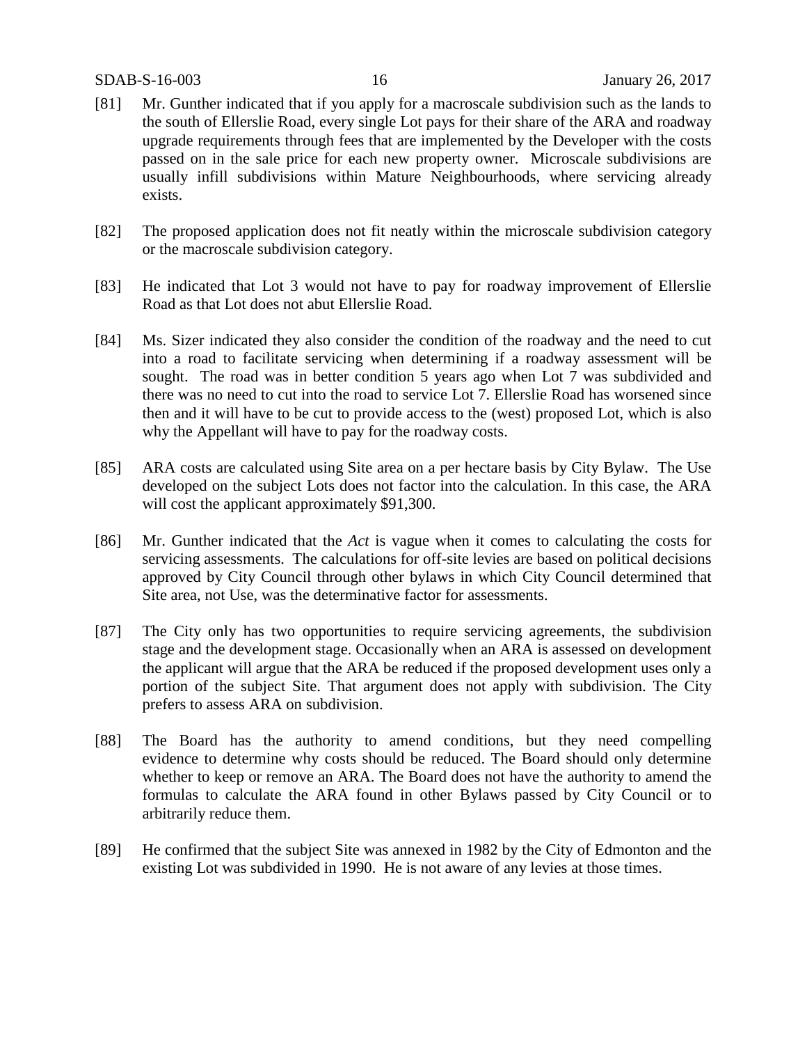[81] Mr. Gunther indicated that if you apply for a macroscale subdivision such as the lands to the south of Ellerslie Road, every single Lot pays for their share of the ARA and roadway upgrade requirements through fees that are implemented by the Developer with the costs passed on in the sale price for each new property owner. Microscale subdivisions are usually infill subdivisions within Mature Neighbourhoods, where servicing already exists.

[82] The proposed application does not fit neatly within the microscale subdivision category or the macroscale subdivision category.

[83] He indicated that Lot 3 would not have to pay for roadway improvement of Ellerslie Road as that Lot does not abut Ellerslie Road.

[84] Ms. Sizer indicated they also consider the condition of the roadway and the need to cut into a road to facilitate servicing when determining if a roadway assessment will be sought. The road was in better condition 5 years ago when Lot 7 was subdivided and there was no need to cut into the road to service Lot 7. Ellerslie Road has worsened since then and it will have to be cut to provide access to the (west) proposed Lot, which is also why the Appellant will have to pay for the roadway costs.

[85] ARA costs are calculated using Site area on a per hectare basis by City Bylaw. The Use developed on the subject Lots does not factor into the calculation. In this case, the ARA will cost the applicant approximately $91,300.

[86] Mr. Gunther indicated that the *Act* is vague when it comes to calculating the costs for servicing assessments. The calculations for off-site levies are based on political decisions approved by City Council through other bylaws in which City Council determined that Site area, not Use, was the determinative factor for assessments.

[87] The City only has two opportunities to require servicing agreements, the subdivision stage and the development stage. Occasionally when an ARA is assessed on development the applicant will argue that the ARA be reduced if the proposed development uses only a portion of the subject Site. That argument does not apply with subdivision. The City prefers to assess ARA on subdivision.

[88] The Board has the authority to amend conditions, but they need compelling evidence to determine why costs should be reduced. The Board should only determine whether to keep or remove an ARA. The Board does not have the authority to amend the formulas to calculate the ARA found in other Bylaws passed by City Council or to arbitrarily reduce them.

[89] He confirmed that the subject Site was annexed in 1982 by the City of Edmonton and the existing Lot was subdivided in 1990. He is not aware of any levies at those times.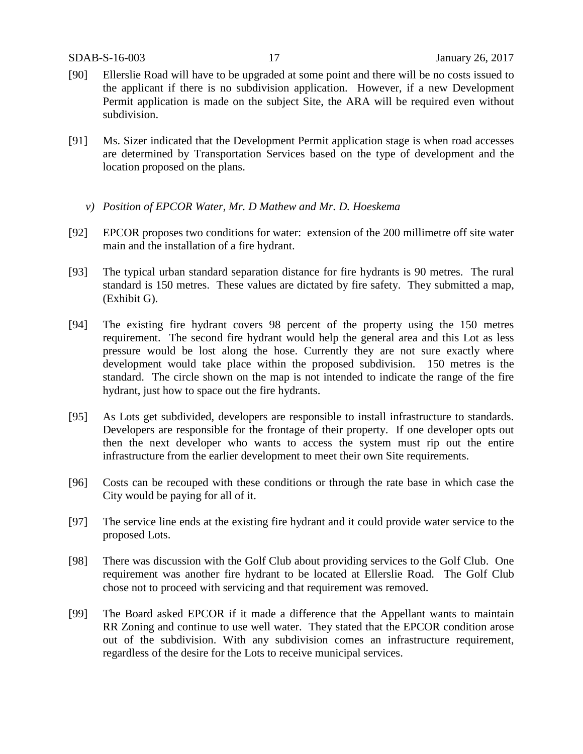[90] Ellerslie Road will have to be upgraded at some point and there will be no costs issued to the applicant if there is no subdivision application. However, if a new Development Permit application is made on the subject Site, the ARA will be required even without subdivision.

[91] Ms. Sizer indicated that the Development Permit application stage is when road accesses are determined by Transportation Services based on the type of development and the location proposed on the plans.

*v) Position of EPCOR Water, Mr. D Mathew and Mr. D. Hoeskema*

[92] EPCOR proposes two conditions for water: extension of the 200 millimetre off site water main and the installation of a fire hydrant.

[93] The typical urban standard separation distance for fire hydrants is 90 metres. The rural standard is 150 metres. These values are dictated by fire safety. They submitted a map, (Exhibit G).

[94] The existing fire hydrant covers 98 percent of the property using the 150 metres requirement. The second fire hydrant would help the general area and this Lot as less pressure would be lost along the hose. Currently they are not sure exactly where development would take place within the proposed subdivision. 150 metres is the standard. The circle shown on the map is not intended to indicate the range of the fire hydrant, just how to space out the fire hydrants.

[95] As Lots get subdivided, developers are responsible to install infrastructure to standards. Developers are responsible for the frontage of their property. If one developer opts out then the next developer who wants to access the system must rip out the entire infrastructure from the earlier development to meet their own Site requirements.

[96] Costs can be recouped with these conditions or through the rate base in which case the City would be paying for all of it.

[97] The service line ends at the existing fire hydrant and it could provide water service to the proposed Lots.

[98] There was discussion with the Golf Club about providing services to the Golf Club. One requirement was another fire hydrant to be located at Ellerslie Road. The Golf Club chose not to proceed with servicing and that requirement was removed.

[99] The Board asked EPCOR if it made a difference that the Appellant wants to maintain RR Zoning and continue to use well water. They stated that the EPCOR condition arose out of the subdivision. With any subdivision comes an infrastructure requirement, regardless of the desire for the Lots to receive municipal services.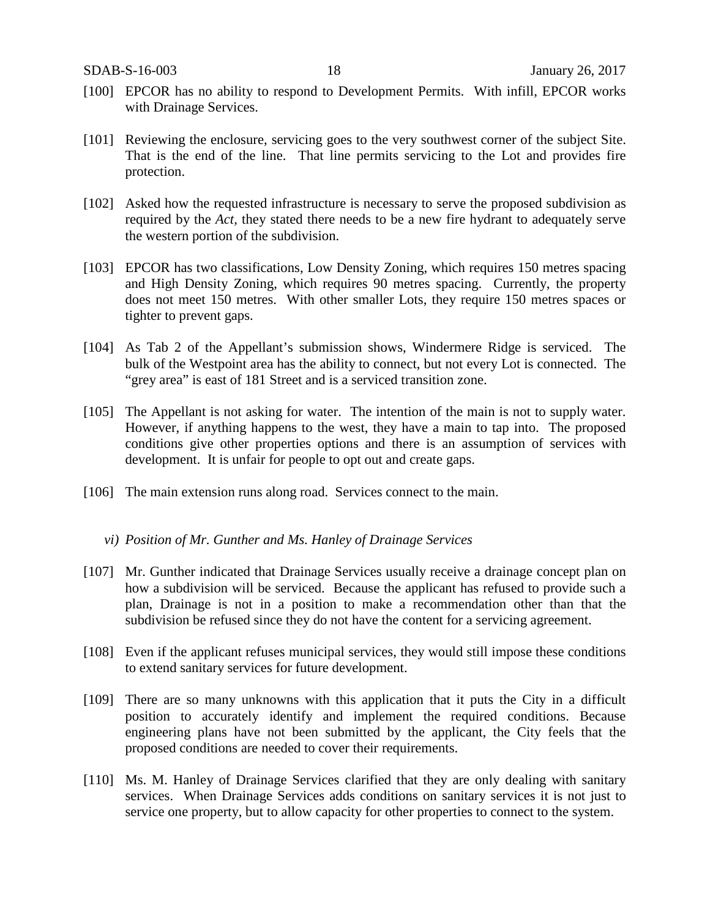[100] EPCOR has no ability to respond to Development Permits. With infill, EPCOR works with Drainage Services.

[101] Reviewing the enclosure, servicing goes to the very southwest corner of the subject Site. That is the end of the line. That line permits servicing to the Lot and provides fire protection.

[102] Asked how the requested infrastructure is necessary to serve the proposed subdivision as required by the *Act*, they stated there needs to be a new fire hydrant to adequately serve the western portion of the subdivision.

[103] EPCOR has two classifications, Low Density Zoning, which requires 150 metres spacing and High Density Zoning, which requires 90 metres spacing. Currently, the property does not meet 150 metres. With other smaller Lots, they require 150 metres spaces or tighter to prevent gaps.

[104] As Tab 2 of the Appellant's submission shows, Windermere Ridge is serviced. The bulk of the Westpoint area has the ability to connect, but not every Lot is connected. The "grey area" is east of 181 Street and is a serviced transition zone.

[105] The Appellant is not asking for water. The intention of the main is not to supply water. However, if anything happens to the west, they have a main to tap into. The proposed conditions give other properties options and there is an assumption of services with development. It is unfair for people to opt out and create gaps.

[106] The main extension runs along road. Services connect to the main.

*vi) Position of Mr. Gunther and Ms. Hanley of Drainage Services*

[107] Mr. Gunther indicated that Drainage Services usually receive a drainage concept plan on how a subdivision will be serviced. Because the applicant has refused to provide such a plan, Drainage is not in a position to make a recommendation other than that the subdivision be refused since they do not have the content for a servicing agreement.

[108] Even if the applicant refuses municipal services, they would still impose these conditions to extend sanitary services for future development.

[109] There are so many unknowns with this application that it puts the City in a difficult position to accurately identify and implement the required conditions. Because engineering plans have not been submitted by the applicant, the City feels that the proposed conditions are needed to cover their requirements.

[110] Ms. M. Hanley of Drainage Services clarified that they are only dealing with sanitary services. When Drainage Services adds conditions on sanitary services it is not just to service one property, but to allow capacity for other properties to connect to the system.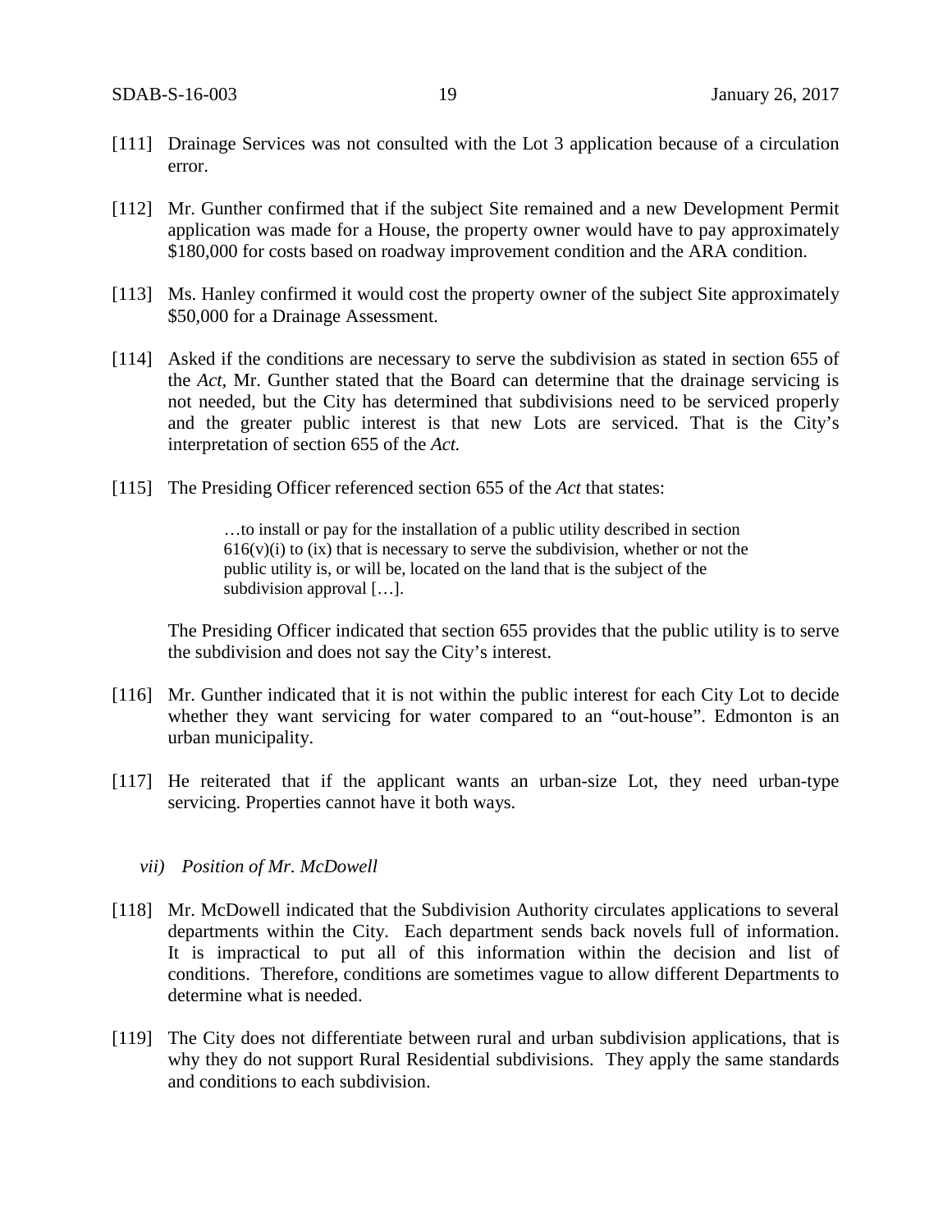[111] Drainage Services was not consulted with the Lot 3 application because of a circulation error.

[112] Mr. Gunther confirmed that if the subject Site remained and a new Development Permit application was made for a House, the property owner would have to pay approximately $180,000 for costs based on roadway improvement condition and the ARA condition.

[113] Ms. Hanley confirmed it would cost the property owner of the subject Site approximately $50,000 for a Drainage Assessment.

[114] Asked if the conditions are necessary to serve the subdivision as stated in section 655 of the *Act*, Mr. Gunther stated that the Board can determine that the drainage servicing is not needed, but the City has determined that subdivisions need to be serviced properly and the greater public interest is that new Lots are serviced. That is the City's interpretation of section 655 of the *Act.*

[115] The Presiding Officer referenced section 655 of the *Act* that states:

> …to install or pay for the installation of a public utility described in section 616(v)(i) to (ix) that is necessary to serve the subdivision, whether or not the public utility is, or will be, located on the land that is the subject of the subdivision approval […].

The Presiding Officer indicated that section 655 provides that the public utility is to serve the subdivision and does not say the City's interest.

[116] Mr. Gunther indicated that it is not within the public interest for each City Lot to decide whether they want servicing for water compared to an "out-house". Edmonton is an urban municipality.

[117] He reiterated that if the applicant wants an urban-size Lot, they need urban-type servicing. Properties cannot have it both ways.

*vii) Position of Mr. McDowell*

[118] Mr. McDowell indicated that the Subdivision Authority circulates applications to several departments within the City. Each department sends back novels full of information. It is impractical to put all of this information within the decision and list of conditions. Therefore, conditions are sometimes vague to allow different Departments to determine what is needed.

[119] The City does not differentiate between rural and urban subdivision applications, that is why they do not support Rural Residential subdivisions. They apply the same standards and conditions to each subdivision.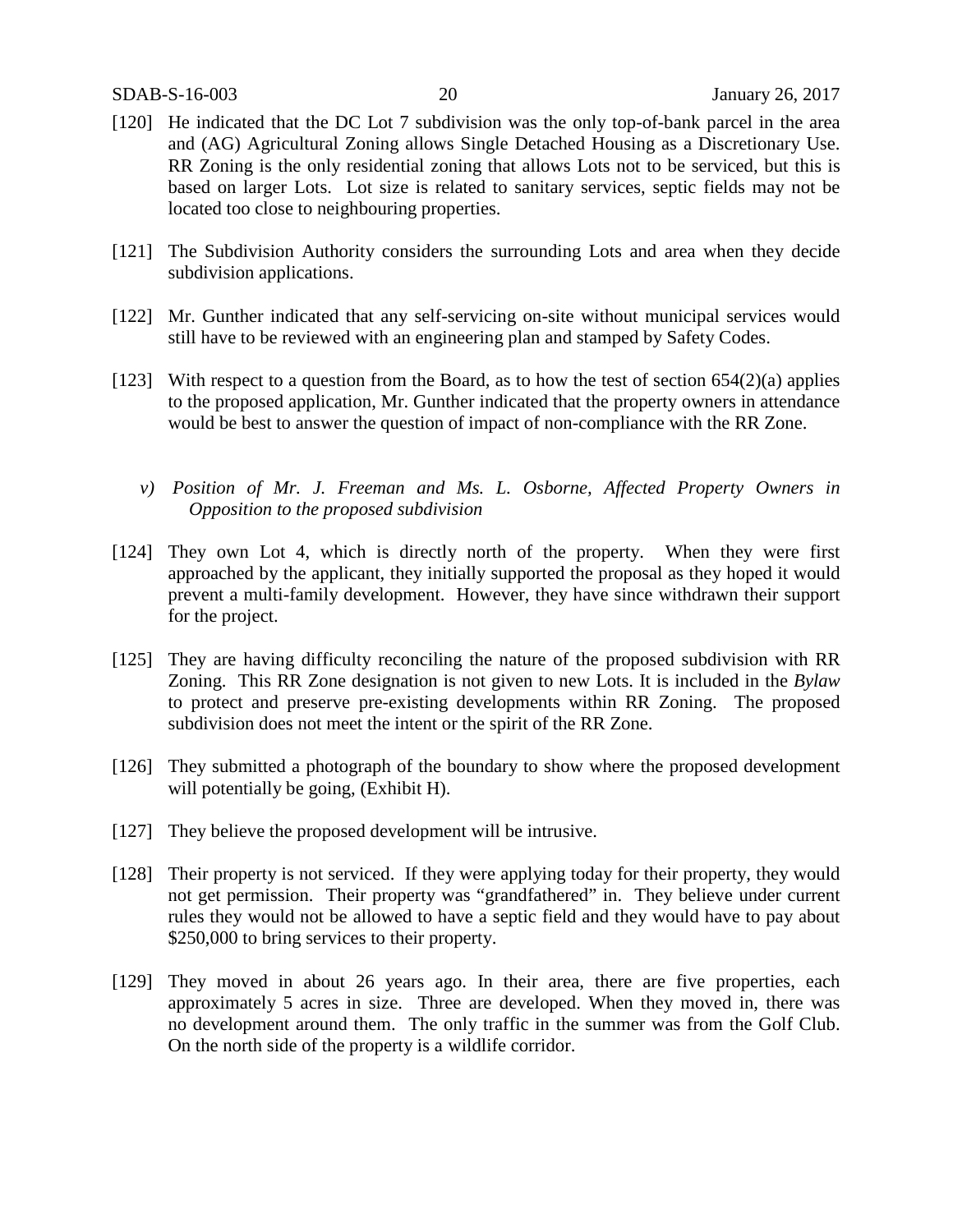[120] He indicated that the DC Lot 7 subdivision was the only top-of-bank parcel in the area and (AG) Agricultural Zoning allows Single Detached Housing as a Discretionary Use. RR Zoning is the only residential zoning that allows Lots not to be serviced, but this is based on larger Lots. Lot size is related to sanitary services, septic fields may not be located too close to neighbouring properties.

[121] The Subdivision Authority considers the surrounding Lots and area when they decide subdivision applications.

[122] Mr. Gunther indicated that any self-servicing on-site without municipal services would still have to be reviewed with an engineering plan and stamped by Safety Codes.

[123] With respect to a question from the Board, as to how the test of section 654(2)(a) applies to the proposed application, Mr. Gunther indicated that the property owners in attendance would be best to answer the question of impact of non-compliance with the RR Zone.

*v) Position of Mr. J. Freeman and Ms. L. Osborne, Affected Property Owners in Opposition to the proposed subdivision*

[124] They own Lot 4, which is directly north of the property. When they were first approached by the applicant, they initially supported the proposal as they hoped it would prevent a multi-family development. However, they have since withdrawn their support for the project.

[125] They are having difficulty reconciling the nature of the proposed subdivision with RR Zoning. This RR Zone designation is not given to new Lots. It is included in the *Bylaw* to protect and preserve pre-existing developments within RR Zoning. The proposed subdivision does not meet the intent or the spirit of the RR Zone.

[126] They submitted a photograph of the boundary to show where the proposed development will potentially be going, (Exhibit H).

[127] They believe the proposed development will be intrusive.

[128] Their property is not serviced. If they were applying today for their property, they would not get permission. Their property was "grandfathered" in. They believe under current rules they would not be allowed to have a septic field and they would have to pay about \$250,000 to bring services to their property.

[129] They moved in about 26 years ago. In their area, there are five properties, each approximately 5 acres in size. Three are developed. When they moved in, there was no development around them. The only traffic in the summer was from the Golf Club. On the north side of the property is a wildlife corridor.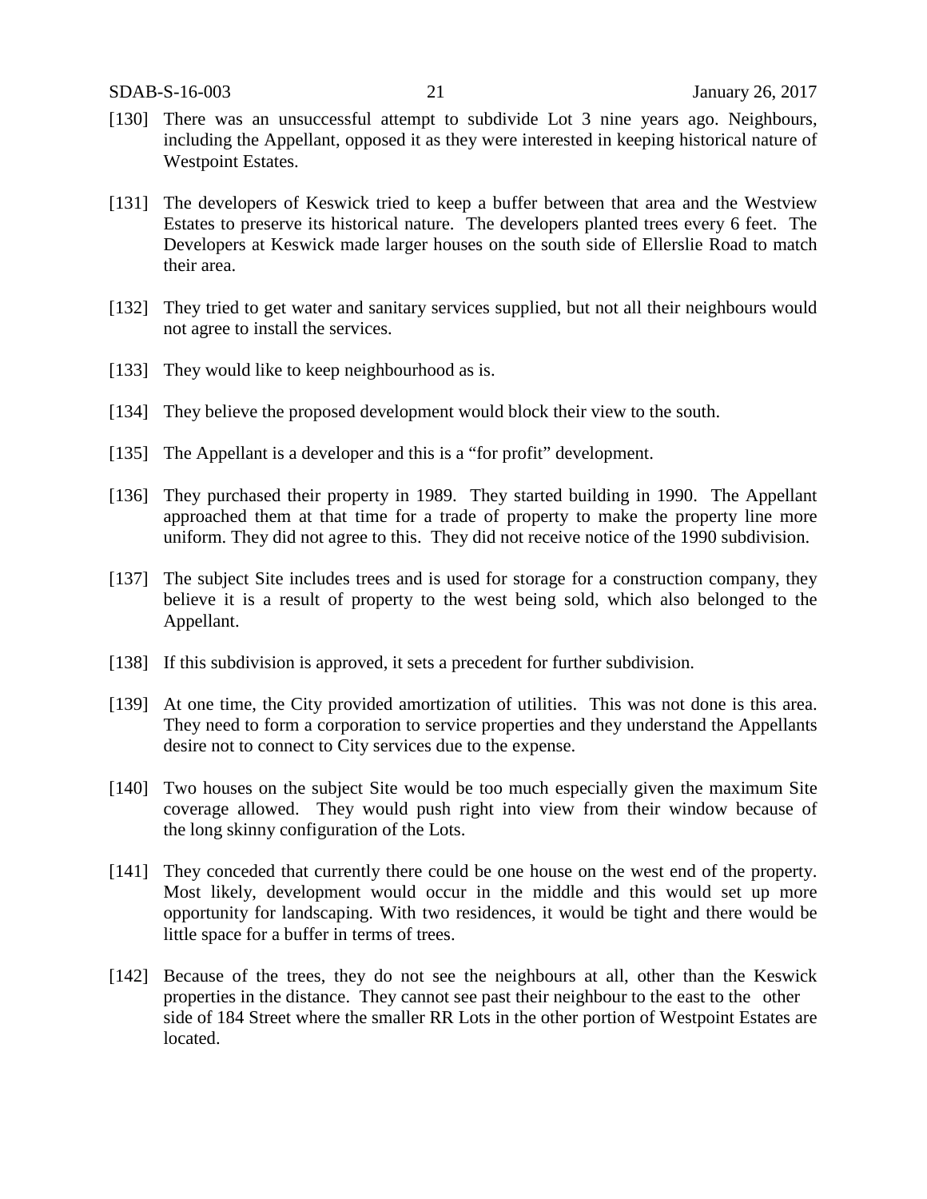[130] There was an unsuccessful attempt to subdivide Lot 3 nine years ago. Neighbours, including the Appellant, opposed it as they were interested in keeping historical nature of Westpoint Estates.

[131] The developers of Keswick tried to keep a buffer between that area and the Westview Estates to preserve its historical nature. The developers planted trees every 6 feet. The Developers at Keswick made larger houses on the south side of Ellerslie Road to match their area.

[132] They tried to get water and sanitary services supplied, but not all their neighbours would not agree to install the services.

[133] They would like to keep neighbourhood as is.

[134] They believe the proposed development would block their view to the south.

[135] The Appellant is a developer and this is a "for profit" development.

[136] They purchased their property in 1989. They started building in 1990. The Appellant approached them at that time for a trade of property to make the property line more uniform. They did not agree to this. They did not receive notice of the 1990 subdivision.

[137] The subject Site includes trees and is used for storage for a construction company, they believe it is a result of property to the west being sold, which also belonged to the Appellant.

[138] If this subdivision is approved, it sets a precedent for further subdivision.

[139] At one time, the City provided amortization of utilities. This was not done is this area. They need to form a corporation to service properties and they understand the Appellants desire not to connect to City services due to the expense.

[140] Two houses on the subject Site would be too much especially given the maximum Site coverage allowed. They would push right into view from their window because of the long skinny configuration of the Lots.

[141] They conceded that currently there could be one house on the west end of the property. Most likely, development would occur in the middle and this would set up more opportunity for landscaping. With two residences, it would be tight and there would be little space for a buffer in terms of trees.

[142] Because of the trees, they do not see the neighbours at all, other than the Keswick properties in the distance. They cannot see past their neighbour to the east to the other side of 184 Street where the smaller RR Lots in the other portion of Westpoint Estates are located.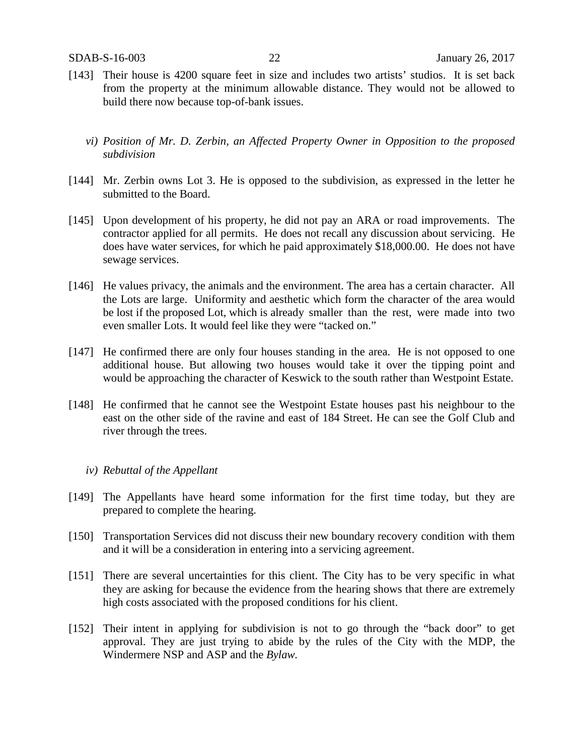[143] Their house is 4200 square feet in size and includes two artists' studios. It is set back from the property at the minimum allowable distance. They would not be allowed to build there now because top-of-bank issues.

*vi) Position of Mr. D. Zerbin, an Affected Property Owner in Opposition to the proposed subdivision*

[144] Mr. Zerbin owns Lot 3. He is opposed to the subdivision, as expressed in the letter he submitted to the Board.

[145] Upon development of his property, he did not pay an ARA or road improvements. The contractor applied for all permits. He does not recall any discussion about servicing. He does have water services, for which he paid approximately $18,000.00. He does not have sewage services.

[146] He values privacy, the animals and the environment. The area has a certain character. All the Lots are large. Uniformity and aesthetic which form the character of the area would be lost if the proposed Lot, which is already smaller than the rest, were made into two even smaller Lots. It would feel like they were "tacked on."

[147] He confirmed there are only four houses standing in the area. He is not opposed to one additional house. But allowing two houses would take it over the tipping point and would be approaching the character of Keswick to the south rather than Westpoint Estate.

[148] He confirmed that he cannot see the Westpoint Estate houses past his neighbour to the east on the other side of the ravine and east of 184 Street. He can see the Golf Club and river through the trees.

*iv) Rebuttal of the Appellant*

[149] The Appellants have heard some information for the first time today, but they are prepared to complete the hearing.

[150] Transportation Services did not discuss their new boundary recovery condition with them and it will be a consideration in entering into a servicing agreement.

[151] There are several uncertainties for this client. The City has to be very specific in what they are asking for because the evidence from the hearing shows that there are extremely high costs associated with the proposed conditions for his client.

[152] Their intent in applying for subdivision is not to go through the "back door" to get approval. They are just trying to abide by the rules of the City with the MDP, the Windermere NSP and ASP and the *Bylaw.*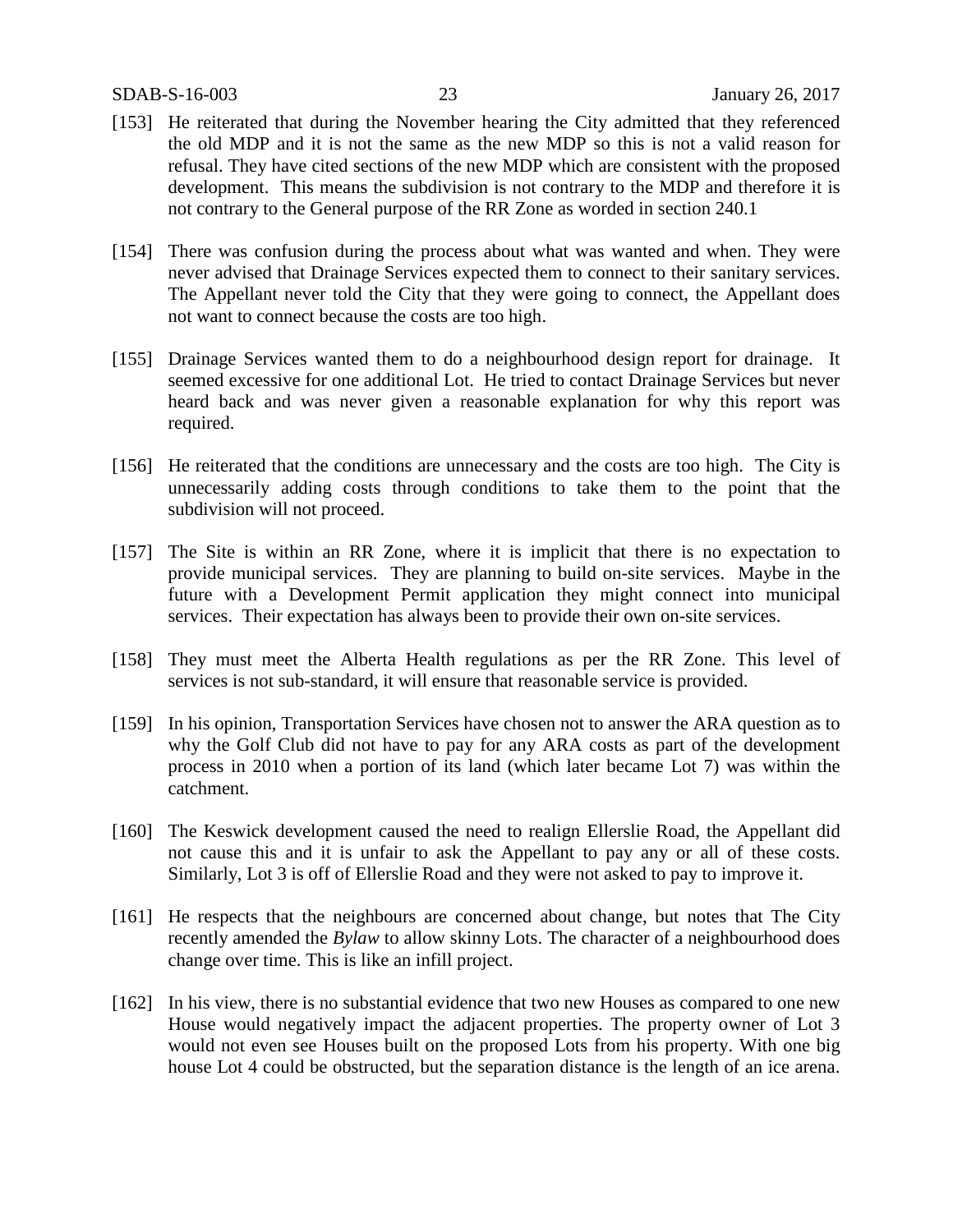[153] He reiterated that during the November hearing the City admitted that they referenced the old MDP and it is not the same as the new MDP so this is not a valid reason for refusal. They have cited sections of the new MDP which are consistent with the proposed development. This means the subdivision is not contrary to the MDP and therefore it is not contrary to the General purpose of the RR Zone as worded in section 240.1

[154] There was confusion during the process about what was wanted and when. They were never advised that Drainage Services expected them to connect to their sanitary services. The Appellant never told the City that they were going to connect, the Appellant does not want to connect because the costs are too high.

[155] Drainage Services wanted them to do a neighbourhood design report for drainage. It seemed excessive for one additional Lot. He tried to contact Drainage Services but never heard back and was never given a reasonable explanation for why this report was required.

[156] He reiterated that the conditions are unnecessary and the costs are too high. The City is unnecessarily adding costs through conditions to take them to the point that the subdivision will not proceed.

[157] The Site is within an RR Zone, where it is implicit that there is no expectation to provide municipal services. They are planning to build on-site services. Maybe in the future with a Development Permit application they might connect into municipal services. Their expectation has always been to provide their own on-site services.

[158] They must meet the Alberta Health regulations as per the RR Zone. This level of services is not sub-standard, it will ensure that reasonable service is provided.

[159] In his opinion, Transportation Services have chosen not to answer the ARA question as to why the Golf Club did not have to pay for any ARA costs as part of the development process in 2010 when a portion of its land (which later became Lot 7) was within the catchment.

[160] The Keswick development caused the need to realign Ellerslie Road, the Appellant did not cause this and it is unfair to ask the Appellant to pay any or all of these costs. Similarly, Lot 3 is off of Ellerslie Road and they were not asked to pay to improve it.

[161] He respects that the neighbours are concerned about change, but notes that The City recently amended the *Bylaw* to allow skinny Lots. The character of a neighbourhood does change over time. This is like an infill project.

[162] In his view, there is no substantial evidence that two new Houses as compared to one new House would negatively impact the adjacent properties. The property owner of Lot 3 would not even see Houses built on the proposed Lots from his property. With one big house Lot 4 could be obstructed, but the separation distance is the length of an ice arena.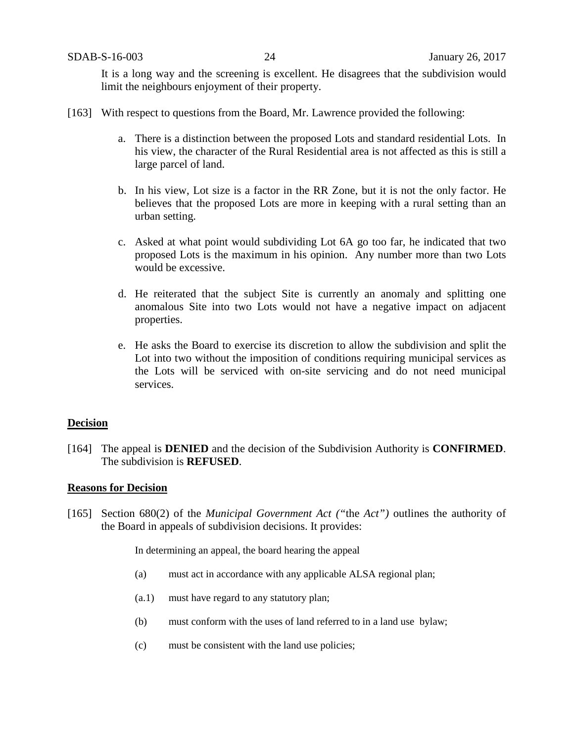It is a long way and the screening is excellent. He disagrees that the subdivision would limit the neighbours enjoyment of their property.

[163] With respect to questions from the Board, Mr. Lawrence provided the following:

a. There is a distinction between the proposed Lots and standard residential Lots. In his view, the character of the Rural Residential area is not affected as this is still a large parcel of land.

b. In his view, Lot size is a factor in the RR Zone, but it is not the only factor. He believes that the proposed Lots are more in keeping with a rural setting than an urban setting.

c. Asked at what point would subdividing Lot 6A go too far, he indicated that two proposed Lots is the maximum in his opinion. Any number more than two Lots would be excessive.

d. He reiterated that the subject Site is currently an anomaly and splitting one anomalous Site into two Lots would not have a negative impact on adjacent properties.

e. He asks the Board to exercise its discretion to allow the subdivision and split the Lot into two without the imposition of conditions requiring municipal services as the Lots will be serviced with on-site servicing and do not need municipal services.

## Decision

[164] The appeal is **DENIED** and the decision of the Subdivision Authority is **CONFIRMED**. The subdivision is **REFUSED**.

## Reasons for Decision

[165] Section 680(2) of the *Municipal Government Act ("*the *Act")* outlines the authority of the Board in appeals of subdivision decisions. It provides:

> In determining an appeal, the board hearing the appeal
>
> (a) must act in accordance with any applicable ALSA regional plan;
>
> (a.1) must have regard to any statutory plan;
>
> (b) must conform with the uses of land referred to in a land use bylaw;
>
> (c) must be consistent with the land use policies;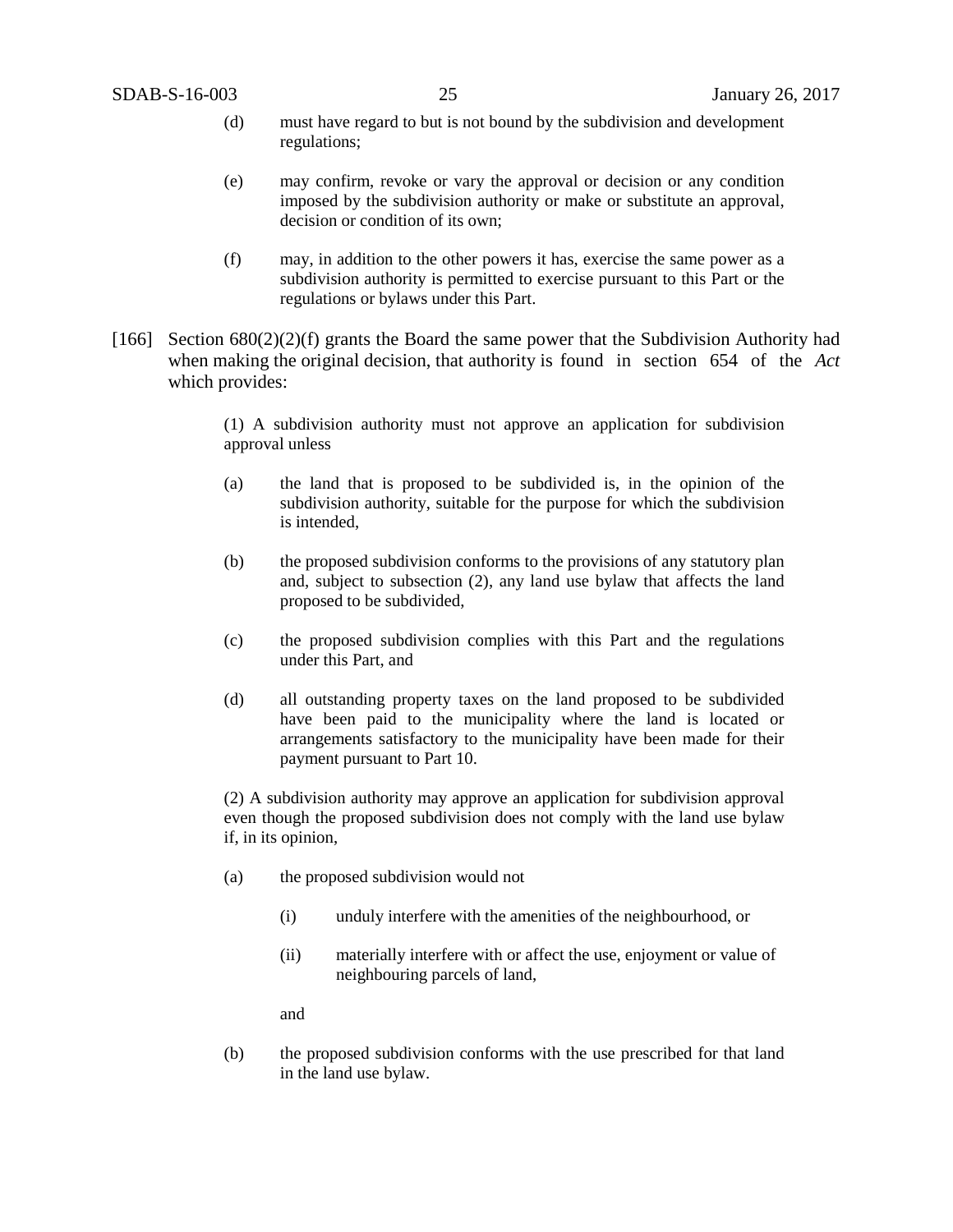(d) must have regard to but is not bound by the subdivision and development regulations;

(e) may confirm, revoke or vary the approval or decision or any condition imposed by the subdivision authority or make or substitute an approval, decision or condition of its own;

(f) may, in addition to the other powers it has, exercise the same power as a subdivision authority is permitted to exercise pursuant to this Part or the regulations or bylaws under this Part.

[166] Section 680(2)(2)(f) grants the Board the same power that the Subdivision Authority had when making the original decision, that authority is found in section 654 of the *Act* which provides:

> (1) A subdivision authority must not approve an application for subdivision approval unless
>
> (a) the land that is proposed to be subdivided is, in the opinion of the subdivision authority, suitable for the purpose for which the subdivision is intended,
>
> (b) the proposed subdivision conforms to the provisions of any statutory plan and, subject to subsection (2), any land use bylaw that affects the land proposed to be subdivided,
>
> (c) the proposed subdivision complies with this Part and the regulations under this Part, and
>
> (d) all outstanding property taxes on the land proposed to be subdivided have been paid to the municipality where the land is located or arrangements satisfactory to the municipality have been made for their payment pursuant to Part 10.
>
> (2) A subdivision authority may approve an application for subdivision approval even though the proposed subdivision does not comply with the land use bylaw if, in its opinion,
>
> (a) the proposed subdivision would not
>
> (i) unduly interfere with the amenities of the neighbourhood, or
>
> (ii) materially interfere with or affect the use, enjoyment or value of neighbouring parcels of land,
>
> and
>
> (b) the proposed subdivision conforms with the use prescribed for that land in the land use bylaw.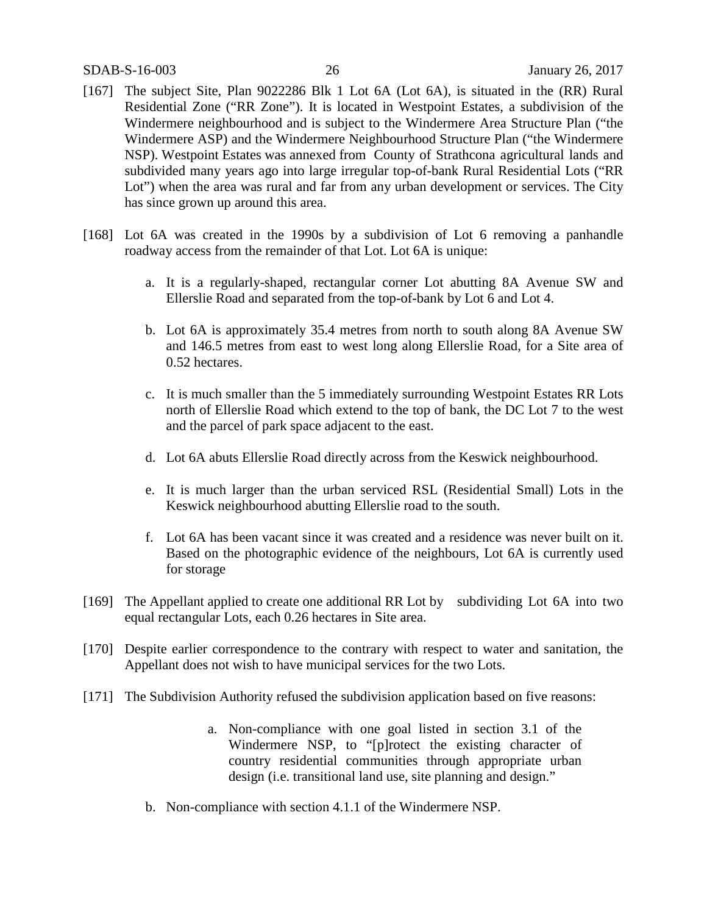[167] The subject Site, Plan 9022286 Blk 1 Lot 6A (Lot 6A), is situated in the (RR) Rural Residential Zone ("RR Zone"). It is located in Westpoint Estates, a subdivision of the Windermere neighbourhood and is subject to the Windermere Area Structure Plan ("the Windermere ASP) and the Windermere Neighbourhood Structure Plan ("the Windermere NSP). Westpoint Estates was annexed from County of Strathcona agricultural lands and subdivided many years ago into large irregular top-of-bank Rural Residential Lots ("RR Lot") when the area was rural and far from any urban development or services. The City has since grown up around this area.

[168] Lot 6A was created in the 1990s by a subdivision of Lot 6 removing a panhandle roadway access from the remainder of that Lot. Lot 6A is unique:

a. It is a regularly-shaped, rectangular corner Lot abutting 8A Avenue SW and Ellerslie Road and separated from the top-of-bank by Lot 6 and Lot 4.

b. Lot 6A is approximately 35.4 metres from north to south along 8A Avenue SW and 146.5 metres from east to west long along Ellerslie Road, for a Site area of 0.52 hectares.

c. It is much smaller than the 5 immediately surrounding Westpoint Estates RR Lots north of Ellerslie Road which extend to the top of bank, the DC Lot 7 to the west and the parcel of park space adjacent to the east.

d. Lot 6A abuts Ellerslie Road directly across from the Keswick neighbourhood.

e. It is much larger than the urban serviced RSL (Residential Small) Lots in the Keswick neighbourhood abutting Ellerslie road to the south.

f. Lot 6A has been vacant since it was created and a residence was never built on it. Based on the photographic evidence of the neighbours, Lot 6A is currently used for storage

[169] The Appellant applied to create one additional RR Lot by subdividing Lot 6A into two equal rectangular Lots, each 0.26 hectares in Site area.

[170] Despite earlier correspondence to the contrary with respect to water and sanitation, the Appellant does not wish to have municipal services for the two Lots.

[171] The Subdivision Authority refused the subdivision application based on five reasons:

a. Non-compliance with one goal listed in section 3.1 of the Windermere NSP, to "[p]rotect the existing character of country residential communities through appropriate urban design (i.e. transitional land use, site planning and design."

b. Non-compliance with section 4.1.1 of the Windermere NSP.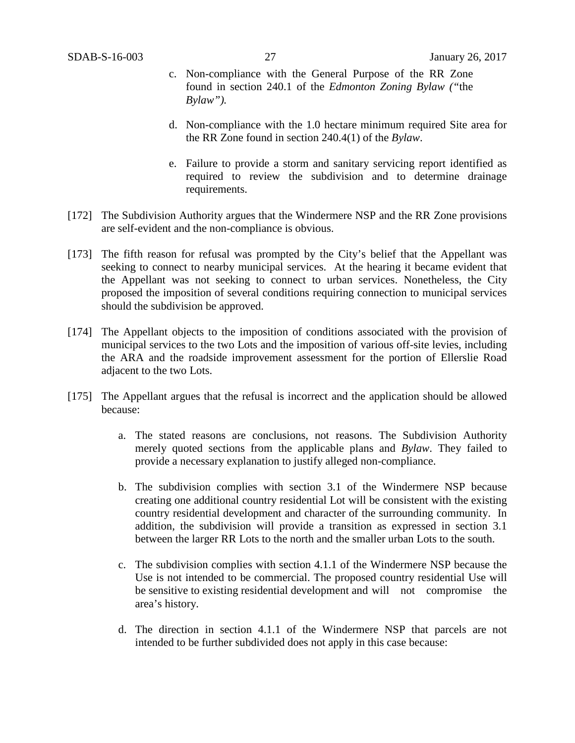c. Non-compliance with the General Purpose of the RR Zone found in section 240.1 of the *Edmonton Zoning Bylaw ("*the *Bylaw").*

d. Non-compliance with the 1.0 hectare minimum required Site area for the RR Zone found in section 240.4(1) of the *Bylaw*.

e. Failure to provide a storm and sanitary servicing report identified as required to review the subdivision and to determine drainage requirements.

[172] The Subdivision Authority argues that the Windermere NSP and the RR Zone provisions are self-evident and the non-compliance is obvious.

[173] The fifth reason for refusal was prompted by the City's belief that the Appellant was seeking to connect to nearby municipal services. At the hearing it became evident that the Appellant was not seeking to connect to urban services. Nonetheless, the City proposed the imposition of several conditions requiring connection to municipal services should the subdivision be approved.

[174] The Appellant objects to the imposition of conditions associated with the provision of municipal services to the two Lots and the imposition of various off-site levies, including the ARA and the roadside improvement assessment for the portion of Ellerslie Road adjacent to the two Lots.

[175] The Appellant argues that the refusal is incorrect and the application should be allowed because:

a. The stated reasons are conclusions, not reasons. The Subdivision Authority merely quoted sections from the applicable plans and *Bylaw*. They failed to provide a necessary explanation to justify alleged non-compliance.

b. The subdivision complies with section 3.1 of the Windermere NSP because creating one additional country residential Lot will be consistent with the existing country residential development and character of the surrounding community. In addition, the subdivision will provide a transition as expressed in section 3.1 between the larger RR Lots to the north and the smaller urban Lots to the south.

c. The subdivision complies with section 4.1.1 of the Windermere NSP because the Use is not intended to be commercial. The proposed country residential Use will be sensitive to existing residential development and will not compromise the area's history.

d. The direction in section 4.1.1 of the Windermere NSP that parcels are not intended to be further subdivided does not apply in this case because: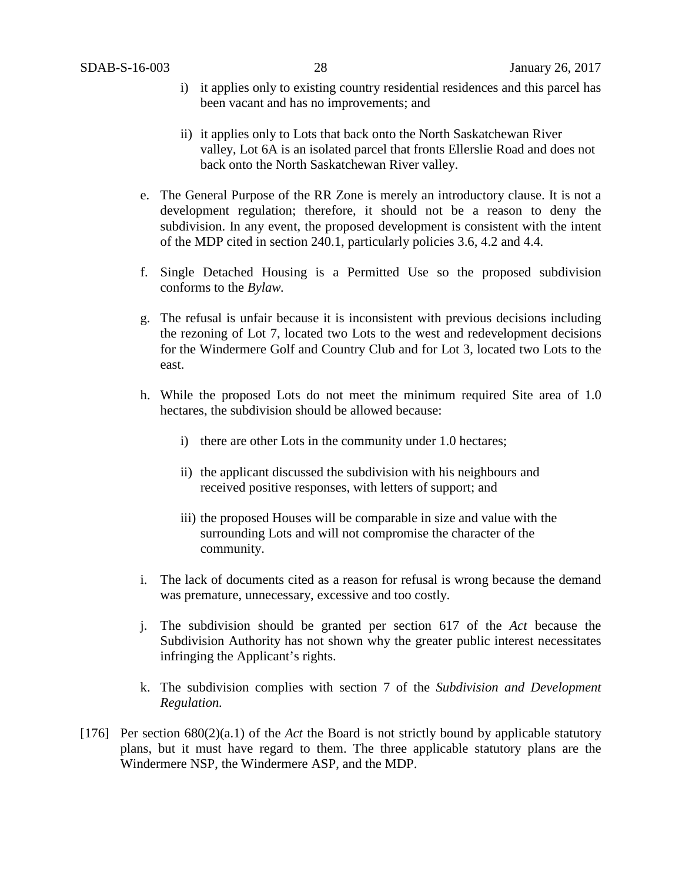i) it applies only to existing country residential residences and this parcel has been vacant and has no improvements; and

   ii) it applies only to Lots that back onto the North Saskatchewan River valley, Lot 6A is an isolated parcel that fronts Ellerslie Road and does not back onto the North Saskatchewan River valley.

e. The General Purpose of the RR Zone is merely an introductory clause. It is not a development regulation; therefore, it should not be a reason to deny the subdivision. In any event, the proposed development is consistent with the intent of the MDP cited in section 240.1, particularly policies 3.6, 4.2 and 4.4.

f. Single Detached Housing is a Permitted Use so the proposed subdivision conforms to the *Bylaw.*

g. The refusal is unfair because it is inconsistent with previous decisions including the rezoning of Lot 7, located two Lots to the west and redevelopment decisions for the Windermere Golf and Country Club and for Lot 3, located two Lots to the east.

h. While the proposed Lots do not meet the minimum required Site area of 1.0 hectares, the subdivision should be allowed because:

   i) there are other Lots in the community under 1.0 hectares;

   ii) the applicant discussed the subdivision with his neighbours and received positive responses, with letters of support; and

   iii) the proposed Houses will be comparable in size and value with the surrounding Lots and will not compromise the character of the community.

i. The lack of documents cited as a reason for refusal is wrong because the demand was premature, unnecessary, excessive and too costly.

j. The subdivision should be granted per section 617 of the *Act* because the Subdivision Authority has not shown why the greater public interest necessitates infringing the Applicant's rights.

k. The subdivision complies with section 7 of the *Subdivision and Development Regulation.*

[176] Per section 680(2)(a.1) of the *Act* the Board is not strictly bound by applicable statutory plans, but it must have regard to them. The three applicable statutory plans are the Windermere NSP, the Windermere ASP, and the MDP.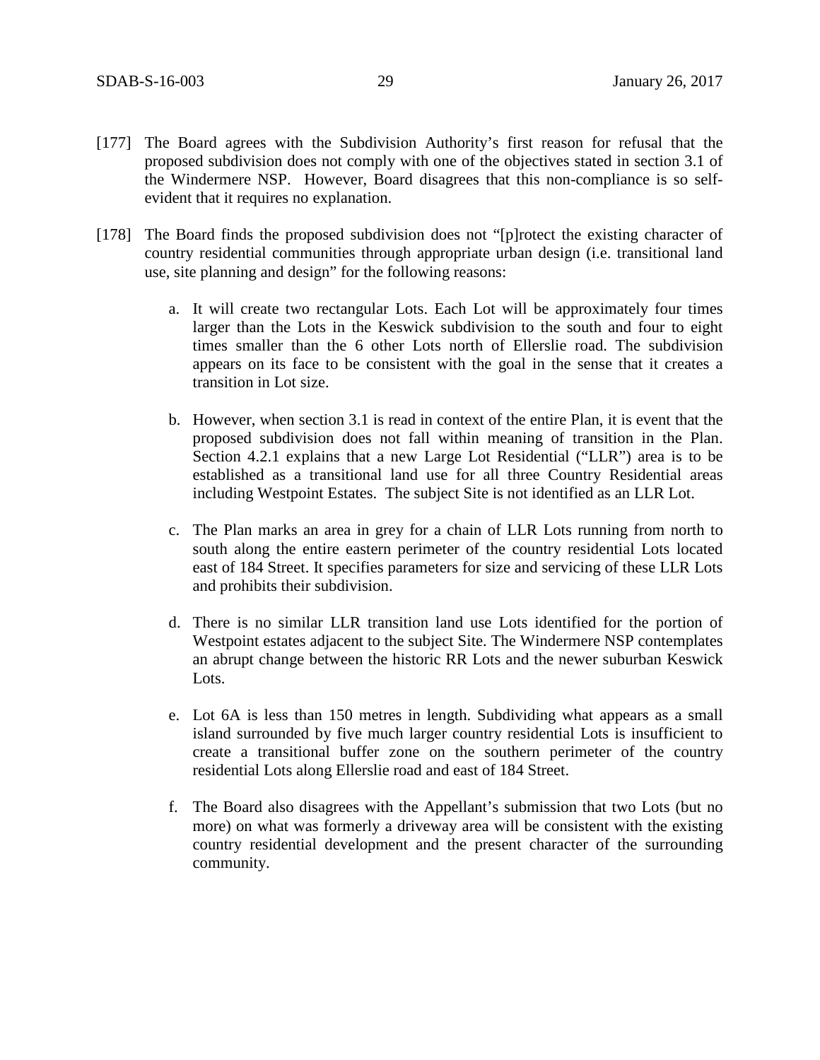[177] The Board agrees with the Subdivision Authority's first reason for refusal that the proposed subdivision does not comply with one of the objectives stated in section 3.1 of the Windermere NSP. However, Board disagrees that this non-compliance is so self-evident that it requires no explanation.

[178] The Board finds the proposed subdivision does not "[p]rotect the existing character of country residential communities through appropriate urban design (i.e. transitional land use, site planning and design" for the following reasons:

a. It will create two rectangular Lots. Each Lot will be approximately four times larger than the Lots in the Keswick subdivision to the south and four to eight times smaller than the 6 other Lots north of Ellerslie road. The subdivision appears on its face to be consistent with the goal in the sense that it creates a transition in Lot size.

b. However, when section 3.1 is read in context of the entire Plan, it is event that the proposed subdivision does not fall within meaning of transition in the Plan. Section 4.2.1 explains that a new Large Lot Residential ("LLR") area is to be established as a transitional land use for all three Country Residential areas including Westpoint Estates. The subject Site is not identified as an LLR Lot.

c. The Plan marks an area in grey for a chain of LLR Lots running from north to south along the entire eastern perimeter of the country residential Lots located east of 184 Street. It specifies parameters for size and servicing of these LLR Lots and prohibits their subdivision.

d. There is no similar LLR transition land use Lots identified for the portion of Westpoint estates adjacent to the subject Site. The Windermere NSP contemplates an abrupt change between the historic RR Lots and the newer suburban Keswick Lots.

e. Lot 6A is less than 150 metres in length. Subdividing what appears as a small island surrounded by five much larger country residential Lots is insufficient to create a transitional buffer zone on the southern perimeter of the country residential Lots along Ellerslie road and east of 184 Street.

f. The Board also disagrees with the Appellant's submission that two Lots (but no more) on what was formerly a driveway area will be consistent with the existing country residential development and the present character of the surrounding community.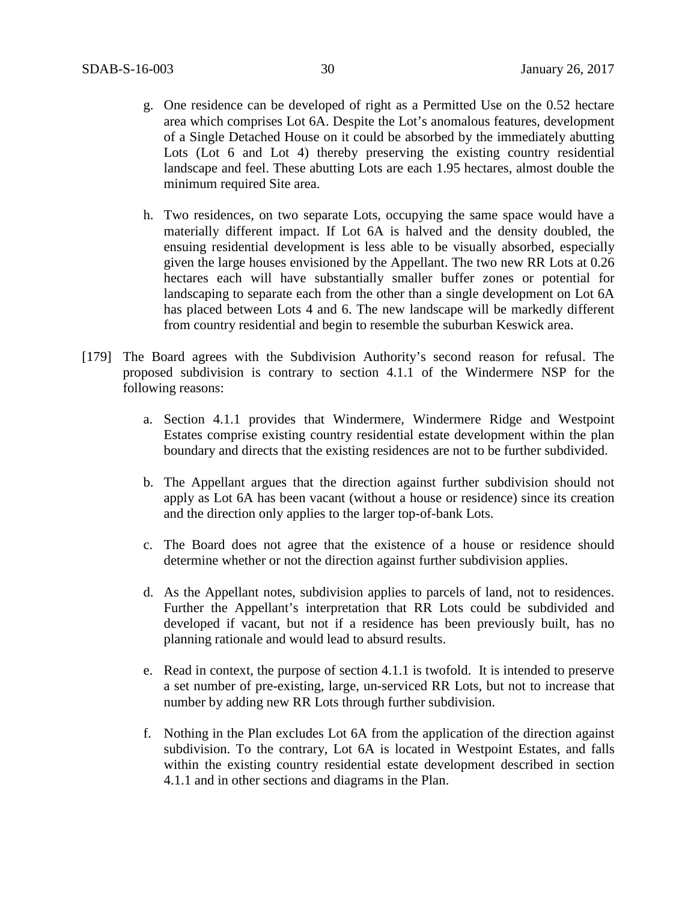g. One residence can be developed of right as a Permitted Use on the 0.52 hectare area which comprises Lot 6A. Despite the Lot's anomalous features, development of a Single Detached House on it could be absorbed by the immediately abutting Lots (Lot 6 and Lot 4) thereby preserving the existing country residential landscape and feel. These abutting Lots are each 1.95 hectares, almost double the minimum required Site area.

h. Two residences, on two separate Lots, occupying the same space would have a materially different impact. If Lot 6A is halved and the density doubled, the ensuing residential development is less able to be visually absorbed, especially given the large houses envisioned by the Appellant. The two new RR Lots at 0.26 hectares each will have substantially smaller buffer zones or potential for landscaping to separate each from the other than a single development on Lot 6A has placed between Lots 4 and 6. The new landscape will be markedly different from country residential and begin to resemble the suburban Keswick area.

[179] The Board agrees with the Subdivision Authority's second reason for refusal. The proposed subdivision is contrary to section 4.1.1 of the Windermere NSP for the following reasons:

a. Section 4.1.1 provides that Windermere, Windermere Ridge and Westpoint Estates comprise existing country residential estate development within the plan boundary and directs that the existing residences are not to be further subdivided.

b. The Appellant argues that the direction against further subdivision should not apply as Lot 6A has been vacant (without a house or residence) since its creation and the direction only applies to the larger top-of-bank Lots.

c. The Board does not agree that the existence of a house or residence should determine whether or not the direction against further subdivision applies.

d. As the Appellant notes, subdivision applies to parcels of land, not to residences. Further the Appellant's interpretation that RR Lots could be subdivided and developed if vacant, but not if a residence has been previously built, has no planning rationale and would lead to absurd results.

e. Read in context, the purpose of section 4.1.1 is twofold. It is intended to preserve a set number of pre-existing, large, un-serviced RR Lots, but not to increase that number by adding new RR Lots through further subdivision.

f. Nothing in the Plan excludes Lot 6A from the application of the direction against subdivision. To the contrary, Lot 6A is located in Westpoint Estates, and falls within the existing country residential estate development described in section 4.1.1 and in other sections and diagrams in the Plan.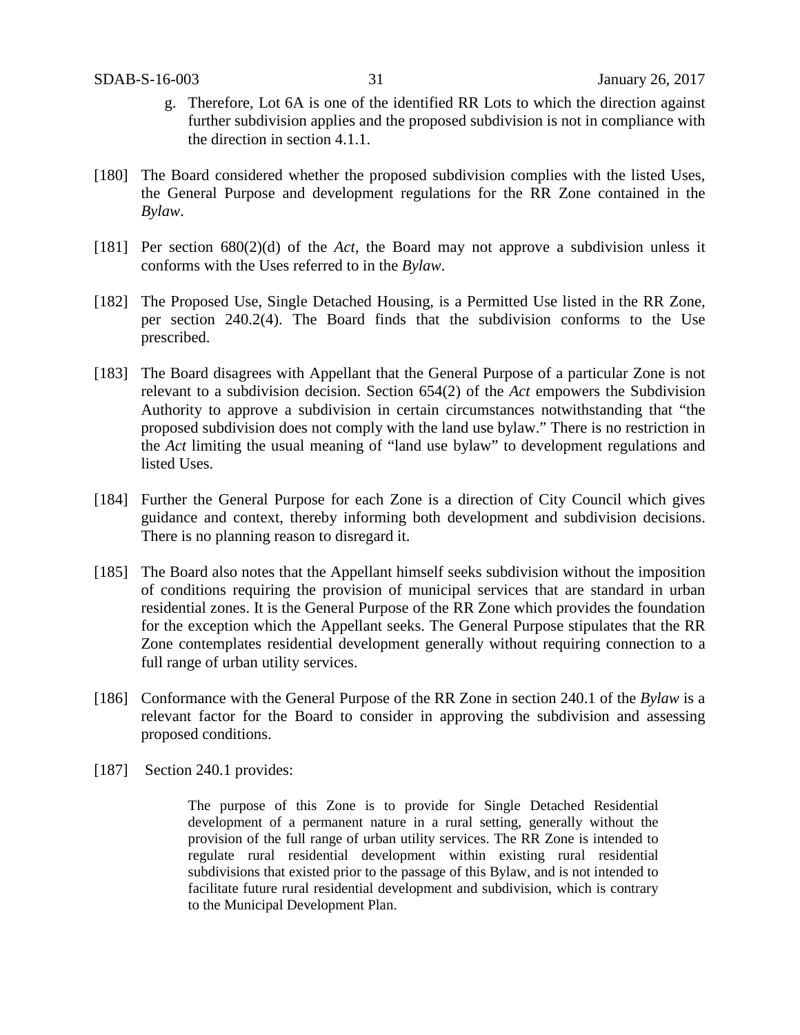g. Therefore, Lot 6A is one of the identified RR Lots to which the direction against further subdivision applies and the proposed subdivision is not in compliance with the direction in section 4.1.1.

[180] The Board considered whether the proposed subdivision complies with the listed Uses, the General Purpose and development regulations for the RR Zone contained in the *Bylaw*.

[181] Per section 680(2)(d) of the *Act,* the Board may not approve a subdivision unless it conforms with the Uses referred to in the *Bylaw*.

[182] The Proposed Use, Single Detached Housing, is a Permitted Use listed in the RR Zone, per section 240.2(4). The Board finds that the subdivision conforms to the Use prescribed.

[183] The Board disagrees with Appellant that the General Purpose of a particular Zone is not relevant to a subdivision decision. Section 654(2) of the *Act* empowers the Subdivision Authority to approve a subdivision in certain circumstances notwithstanding that "the proposed subdivision does not comply with the land use bylaw." There is no restriction in the *Act* limiting the usual meaning of "land use bylaw" to development regulations and listed Uses.

[184] Further the General Purpose for each Zone is a direction of City Council which gives guidance and context, thereby informing both development and subdivision decisions. There is no planning reason to disregard it.

[185] The Board also notes that the Appellant himself seeks subdivision without the imposition of conditions requiring the provision of municipal services that are standard in urban residential zones. It is the General Purpose of the RR Zone which provides the foundation for the exception which the Appellant seeks. The General Purpose stipulates that the RR Zone contemplates residential development generally without requiring connection to a full range of urban utility services.

[186] Conformance with the General Purpose of the RR Zone in section 240.1 of the *Bylaw* is a relevant factor for the Board to consider in approving the subdivision and assessing proposed conditions.

[187] Section 240.1 provides:

> The purpose of this Zone is to provide for Single Detached Residential development of a permanent nature in a rural setting, generally without the provision of the full range of urban utility services. The RR Zone is intended to regulate rural residential development within existing rural residential subdivisions that existed prior to the passage of this Bylaw, and is not intended to facilitate future rural residential development and subdivision, which is contrary to the Municipal Development Plan.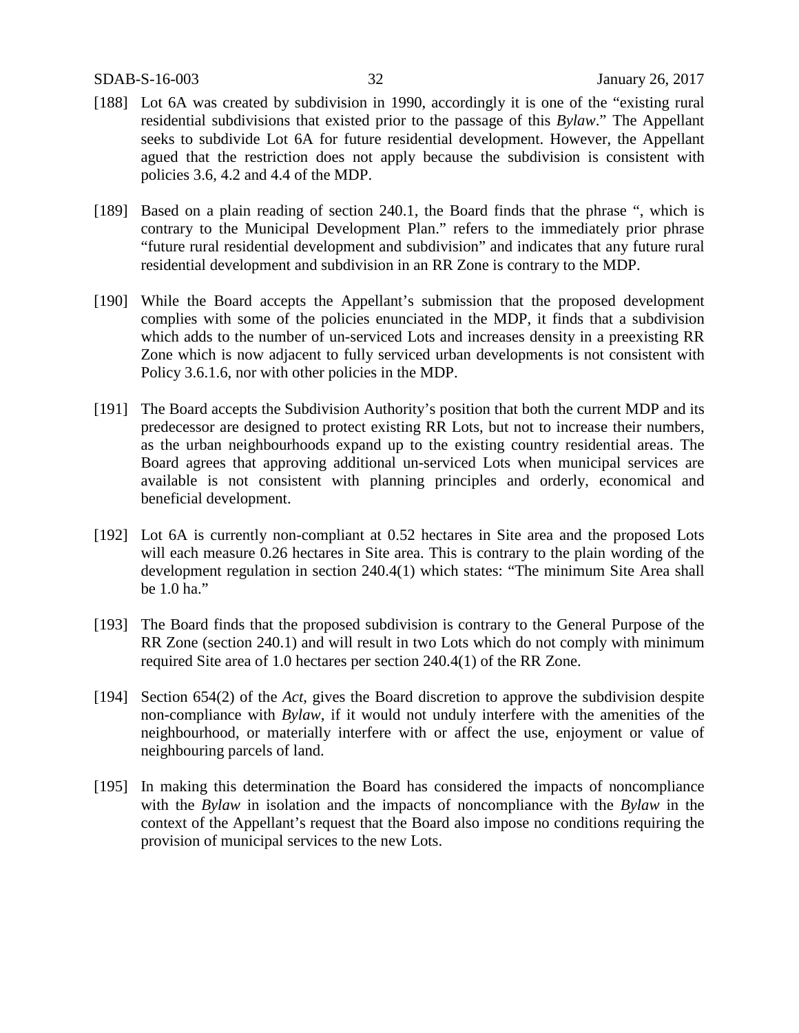[188] Lot 6A was created by subdivision in 1990, accordingly it is one of the "existing rural residential subdivisions that existed prior to the passage of this *Bylaw*." The Appellant seeks to subdivide Lot 6A for future residential development. However, the Appellant agued that the restriction does not apply because the subdivision is consistent with policies 3.6, 4.2 and 4.4 of the MDP.

[189] Based on a plain reading of section 240.1, the Board finds that the phrase ", which is contrary to the Municipal Development Plan." refers to the immediately prior phrase "future rural residential development and subdivision" and indicates that any future rural residential development and subdivision in an RR Zone is contrary to the MDP.

[190] While the Board accepts the Appellant's submission that the proposed development complies with some of the policies enunciated in the MDP, it finds that a subdivision which adds to the number of un-serviced Lots and increases density in a preexisting RR Zone which is now adjacent to fully serviced urban developments is not consistent with Policy 3.6.1.6, nor with other policies in the MDP.

[191] The Board accepts the Subdivision Authority's position that both the current MDP and its predecessor are designed to protect existing RR Lots, but not to increase their numbers, as the urban neighbourhoods expand up to the existing country residential areas. The Board agrees that approving additional un-serviced Lots when municipal services are available is not consistent with planning principles and orderly, economical and beneficial development.

[192] Lot 6A is currently non-compliant at 0.52 hectares in Site area and the proposed Lots will each measure 0.26 hectares in Site area. This is contrary to the plain wording of the development regulation in section 240.4(1) which states: "The minimum Site Area shall be 1.0 ha."

[193] The Board finds that the proposed subdivision is contrary to the General Purpose of the RR Zone (section 240.1) and will result in two Lots which do not comply with minimum required Site area of 1.0 hectares per section 240.4(1) of the RR Zone.

[194] Section 654(2) of the *Act*, gives the Board discretion to approve the subdivision despite non-compliance with *Bylaw*, if it would not unduly interfere with the amenities of the neighbourhood, or materially interfere with or affect the use, enjoyment or value of neighbouring parcels of land.

[195] In making this determination the Board has considered the impacts of noncompliance with the *Bylaw* in isolation and the impacts of noncompliance with the *Bylaw* in the context of the Appellant's request that the Board also impose no conditions requiring the provision of municipal services to the new Lots.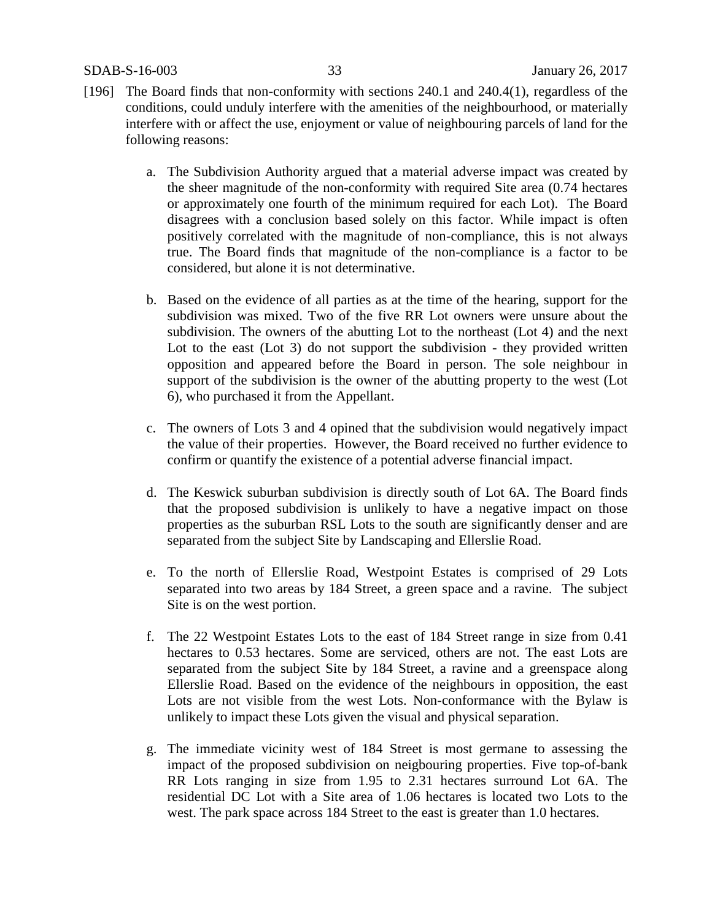[196] The Board finds that non-conformity with sections 240.1 and 240.4(1), regardless of the conditions, could unduly interfere with the amenities of the neighbourhood, or materially interfere with or affect the use, enjoyment or value of neighbouring parcels of land for the following reasons:

a. The Subdivision Authority argued that a material adverse impact was created by the sheer magnitude of the non-conformity with required Site area (0.74 hectares or approximately one fourth of the minimum required for each Lot). The Board disagrees with a conclusion based solely on this factor. While impact is often positively correlated with the magnitude of non-compliance, this is not always true. The Board finds that magnitude of the non-compliance is a factor to be considered, but alone it is not determinative.

b. Based on the evidence of all parties as at the time of the hearing, support for the subdivision was mixed. Two of the five RR Lot owners were unsure about the subdivision. The owners of the abutting Lot to the northeast (Lot 4) and the next Lot to the east (Lot 3) do not support the subdivision - they provided written opposition and appeared before the Board in person. The sole neighbour in support of the subdivision is the owner of the abutting property to the west (Lot 6), who purchased it from the Appellant.

c. The owners of Lots 3 and 4 opined that the subdivision would negatively impact the value of their properties. However, the Board received no further evidence to confirm or quantify the existence of a potential adverse financial impact.

d. The Keswick suburban subdivision is directly south of Lot 6A. The Board finds that the proposed subdivision is unlikely to have a negative impact on those properties as the suburban RSL Lots to the south are significantly denser and are separated from the subject Site by Landscaping and Ellerslie Road.

e. To the north of Ellerslie Road, Westpoint Estates is comprised of 29 Lots separated into two areas by 184 Street, a green space and a ravine. The subject Site is on the west portion.

f. The 22 Westpoint Estates Lots to the east of 184 Street range in size from 0.41 hectares to 0.53 hectares. Some are serviced, others are not. The east Lots are separated from the subject Site by 184 Street, a ravine and a greenspace along Ellerslie Road. Based on the evidence of the neighbours in opposition, the east Lots are not visible from the west Lots. Non-conformance with the Bylaw is unlikely to impact these Lots given the visual and physical separation.

g. The immediate vicinity west of 184 Street is most germane to assessing the impact of the proposed subdivision on neigbouring properties. Five top-of-bank RR Lots ranging in size from 1.95 to 2.31 hectares surround Lot 6A. The residential DC Lot with a Site area of 1.06 hectares is located two Lots to the west. The park space across 184 Street to the east is greater than 1.0 hectares.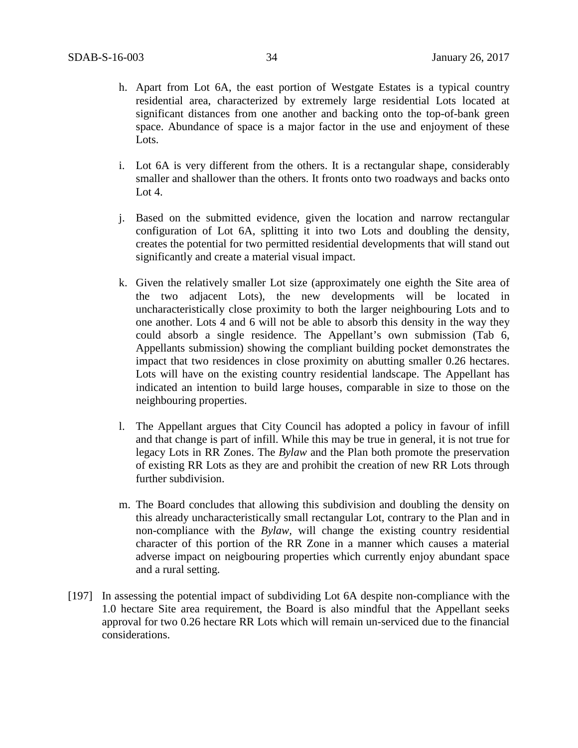h. Apart from Lot 6A, the east portion of Westgate Estates is a typical country residential area, characterized by extremely large residential Lots located at significant distances from one another and backing onto the top-of-bank green space. Abundance of space is a major factor in the use and enjoyment of these Lots.

i. Lot 6A is very different from the others. It is a rectangular shape, considerably smaller and shallower than the others. It fronts onto two roadways and backs onto Lot 4.

j. Based on the submitted evidence, given the location and narrow rectangular configuration of Lot 6A, splitting it into two Lots and doubling the density, creates the potential for two permitted residential developments that will stand out significantly and create a material visual impact.

k. Given the relatively smaller Lot size (approximately one eighth the Site area of the two adjacent Lots), the new developments will be located in uncharacteristically close proximity to both the larger neighbouring Lots and to one another. Lots 4 and 6 will not be able to absorb this density in the way they could absorb a single residence. The Appellant's own submission (Tab 6, Appellants submission) showing the compliant building pocket demonstrates the impact that two residences in close proximity on abutting smaller 0.26 hectares. Lots will have on the existing country residential landscape. The Appellant has indicated an intention to build large houses, comparable in size to those on the neighbouring properties.

l. The Appellant argues that City Council has adopted a policy in favour of infill and that change is part of infill. While this may be true in general, it is not true for legacy Lots in RR Zones. The *Bylaw* and the Plan both promote the preservation of existing RR Lots as they are and prohibit the creation of new RR Lots through further subdivision.

m. The Board concludes that allowing this subdivision and doubling the density on this already uncharacteristically small rectangular Lot, contrary to the Plan and in non-compliance with the *Bylaw*, will change the existing country residential character of this portion of the RR Zone in a manner which causes a material adverse impact on neigbouring properties which currently enjoy abundant space and a rural setting.

[197] In assessing the potential impact of subdividing Lot 6A despite non-compliance with the 1.0 hectare Site area requirement, the Board is also mindful that the Appellant seeks approval for two 0.26 hectare RR Lots which will remain un-serviced due to the financial considerations.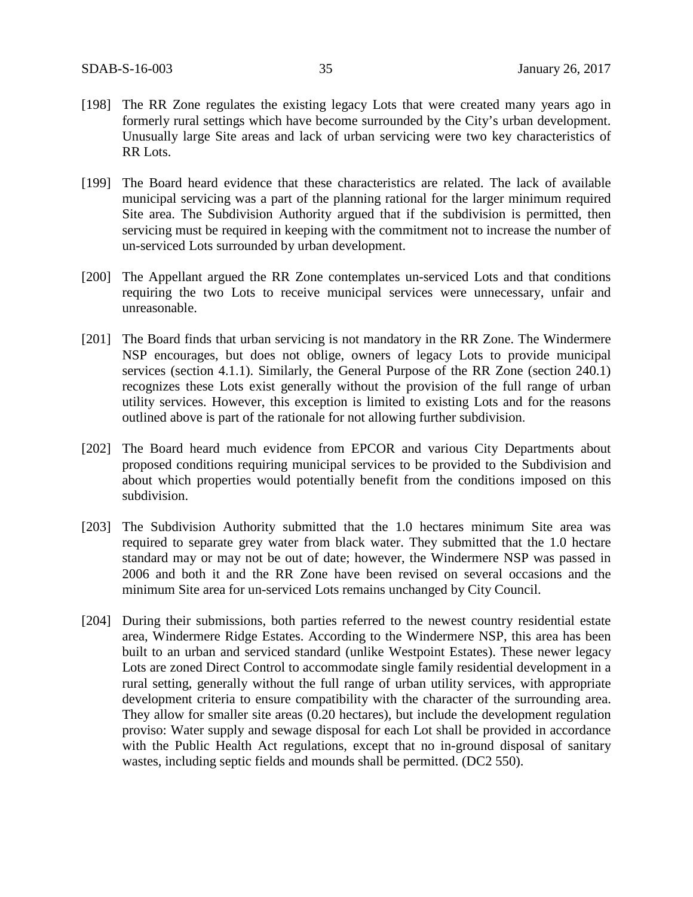[198] The RR Zone regulates the existing legacy Lots that were created many years ago in formerly rural settings which have become surrounded by the City's urban development. Unusually large Site areas and lack of urban servicing were two key characteristics of RR Lots.

[199] The Board heard evidence that these characteristics are related. The lack of available municipal servicing was a part of the planning rational for the larger minimum required Site area. The Subdivision Authority argued that if the subdivision is permitted, then servicing must be required in keeping with the commitment not to increase the number of un-serviced Lots surrounded by urban development.

[200] The Appellant argued the RR Zone contemplates un-serviced Lots and that conditions requiring the two Lots to receive municipal services were unnecessary, unfair and unreasonable.

[201] The Board finds that urban servicing is not mandatory in the RR Zone. The Windermere NSP encourages, but does not oblige, owners of legacy Lots to provide municipal services (section 4.1.1). Similarly, the General Purpose of the RR Zone (section 240.1) recognizes these Lots exist generally without the provision of the full range of urban utility services. However, this exception is limited to existing Lots and for the reasons outlined above is part of the rationale for not allowing further subdivision.

[202] The Board heard much evidence from EPCOR and various City Departments about proposed conditions requiring municipal services to be provided to the Subdivision and about which properties would potentially benefit from the conditions imposed on this subdivision.

[203] The Subdivision Authority submitted that the 1.0 hectares minimum Site area was required to separate grey water from black water. They submitted that the 1.0 hectare standard may or may not be out of date; however, the Windermere NSP was passed in 2006 and both it and the RR Zone have been revised on several occasions and the minimum Site area for un-serviced Lots remains unchanged by City Council.

[204] During their submissions, both parties referred to the newest country residential estate area, Windermere Ridge Estates. According to the Windermere NSP, this area has been built to an urban and serviced standard (unlike Westpoint Estates). These newer legacy Lots are zoned Direct Control to accommodate single family residential development in a rural setting, generally without the full range of urban utility services, with appropriate development criteria to ensure compatibility with the character of the surrounding area. They allow for smaller site areas (0.20 hectares), but include the development regulation proviso: Water supply and sewage disposal for each Lot shall be provided in accordance with the Public Health Act regulations, except that no in-ground disposal of sanitary wastes, including septic fields and mounds shall be permitted. (DC2 550).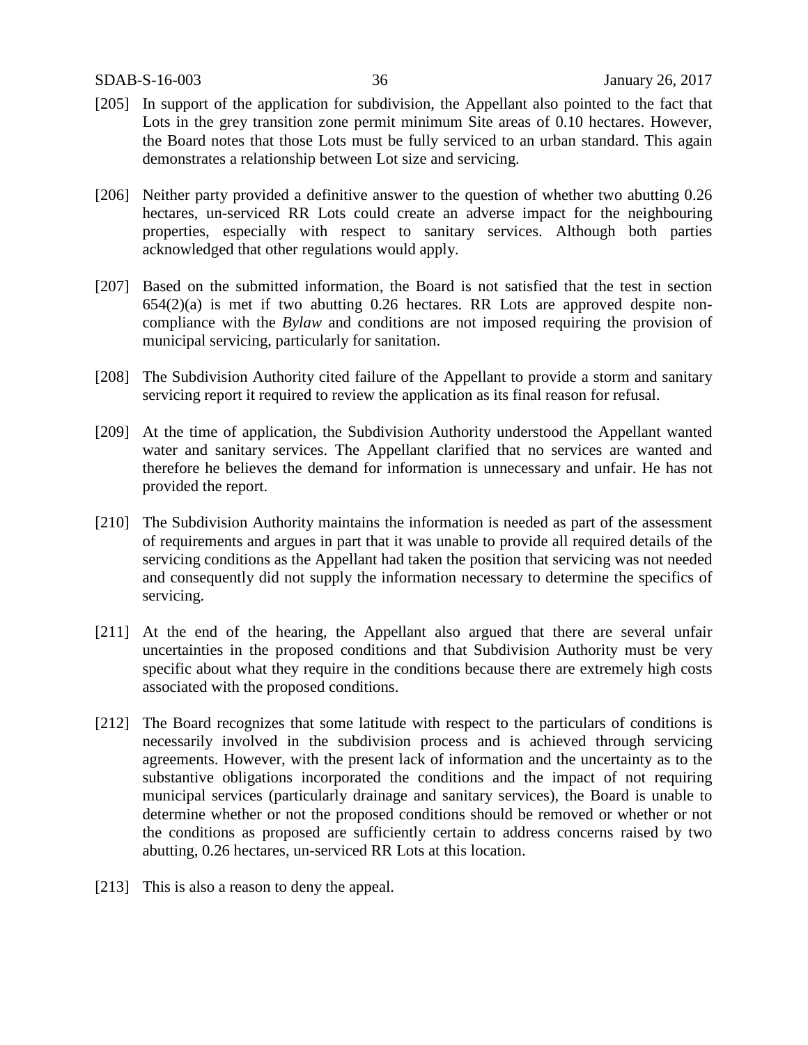[205] In support of the application for subdivision, the Appellant also pointed to the fact that Lots in the grey transition zone permit minimum Site areas of 0.10 hectares. However, the Board notes that those Lots must be fully serviced to an urban standard. This again demonstrates a relationship between Lot size and servicing.

[206] Neither party provided a definitive answer to the question of whether two abutting 0.26 hectares, un-serviced RR Lots could create an adverse impact for the neighbouring properties, especially with respect to sanitary services. Although both parties acknowledged that other regulations would apply.

[207] Based on the submitted information, the Board is not satisfied that the test in section 654(2)(a) is met if two abutting 0.26 hectares. RR Lots are approved despite non-compliance with the *Bylaw* and conditions are not imposed requiring the provision of municipal servicing, particularly for sanitation.

[208] The Subdivision Authority cited failure of the Appellant to provide a storm and sanitary servicing report it required to review the application as its final reason for refusal.

[209] At the time of application, the Subdivision Authority understood the Appellant wanted water and sanitary services. The Appellant clarified that no services are wanted and therefore he believes the demand for information is unnecessary and unfair. He has not provided the report.

[210] The Subdivision Authority maintains the information is needed as part of the assessment of requirements and argues in part that it was unable to provide all required details of the servicing conditions as the Appellant had taken the position that servicing was not needed and consequently did not supply the information necessary to determine the specifics of servicing.

[211] At the end of the hearing, the Appellant also argued that there are several unfair uncertainties in the proposed conditions and that Subdivision Authority must be very specific about what they require in the conditions because there are extremely high costs associated with the proposed conditions.

[212] The Board recognizes that some latitude with respect to the particulars of conditions is necessarily involved in the subdivision process and is achieved through servicing agreements. However, with the present lack of information and the uncertainty as to the substantive obligations incorporated the conditions and the impact of not requiring municipal services (particularly drainage and sanitary services), the Board is unable to determine whether or not the proposed conditions should be removed or whether or not the conditions as proposed are sufficiently certain to address concerns raised by two abutting, 0.26 hectares, un-serviced RR Lots at this location.

[213] This is also a reason to deny the appeal.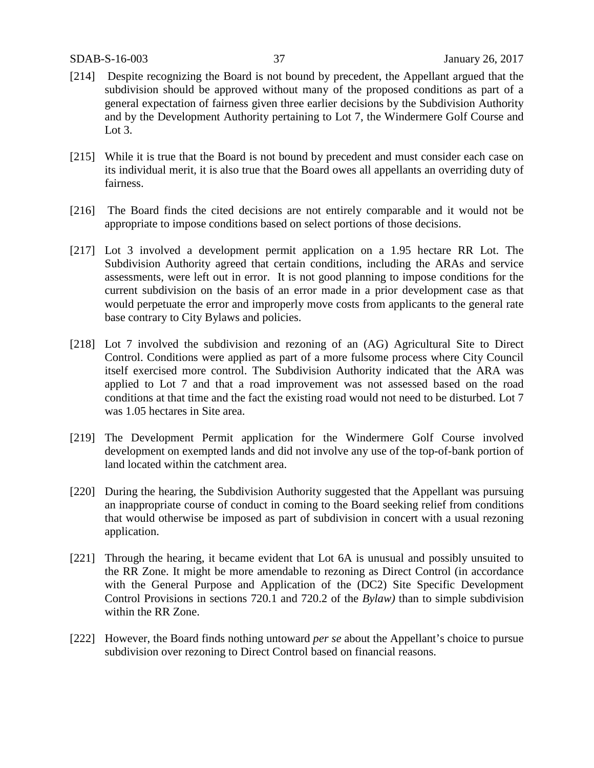[214] Despite recognizing the Board is not bound by precedent, the Appellant argued that the subdivision should be approved without many of the proposed conditions as part of a general expectation of fairness given three earlier decisions by the Subdivision Authority and by the Development Authority pertaining to Lot 7, the Windermere Golf Course and Lot 3.

[215] While it is true that the Board is not bound by precedent and must consider each case on its individual merit, it is also true that the Board owes all appellants an overriding duty of fairness.

[216] The Board finds the cited decisions are not entirely comparable and it would not be appropriate to impose conditions based on select portions of those decisions.

[217] Lot 3 involved a development permit application on a 1.95 hectare RR Lot. The Subdivision Authority agreed that certain conditions, including the ARAs and service assessments, were left out in error. It is not good planning to impose conditions for the current subdivision on the basis of an error made in a prior development case as that would perpetuate the error and improperly move costs from applicants to the general rate base contrary to City Bylaws and policies.

[218] Lot 7 involved the subdivision and rezoning of an (AG) Agricultural Site to Direct Control. Conditions were applied as part of a more fulsome process where City Council itself exercised more control. The Subdivision Authority indicated that the ARA was applied to Lot 7 and that a road improvement was not assessed based on the road conditions at that time and the fact the existing road would not need to be disturbed. Lot 7 was 1.05 hectares in Site area.

[219] The Development Permit application for the Windermere Golf Course involved development on exempted lands and did not involve any use of the top-of-bank portion of land located within the catchment area.

[220] During the hearing, the Subdivision Authority suggested that the Appellant was pursuing an inappropriate course of conduct in coming to the Board seeking relief from conditions that would otherwise be imposed as part of subdivision in concert with a usual rezoning application.

[221] Through the hearing, it became evident that Lot 6A is unusual and possibly unsuited to the RR Zone. It might be more amendable to rezoning as Direct Control (in accordance with the General Purpose and Application of the (DC2) Site Specific Development Control Provisions in sections 720.1 and 720.2 of the *Bylaw)* than to simple subdivision within the RR Zone.

[222] However, the Board finds nothing untoward *per se* about the Appellant's choice to pursue subdivision over rezoning to Direct Control based on financial reasons.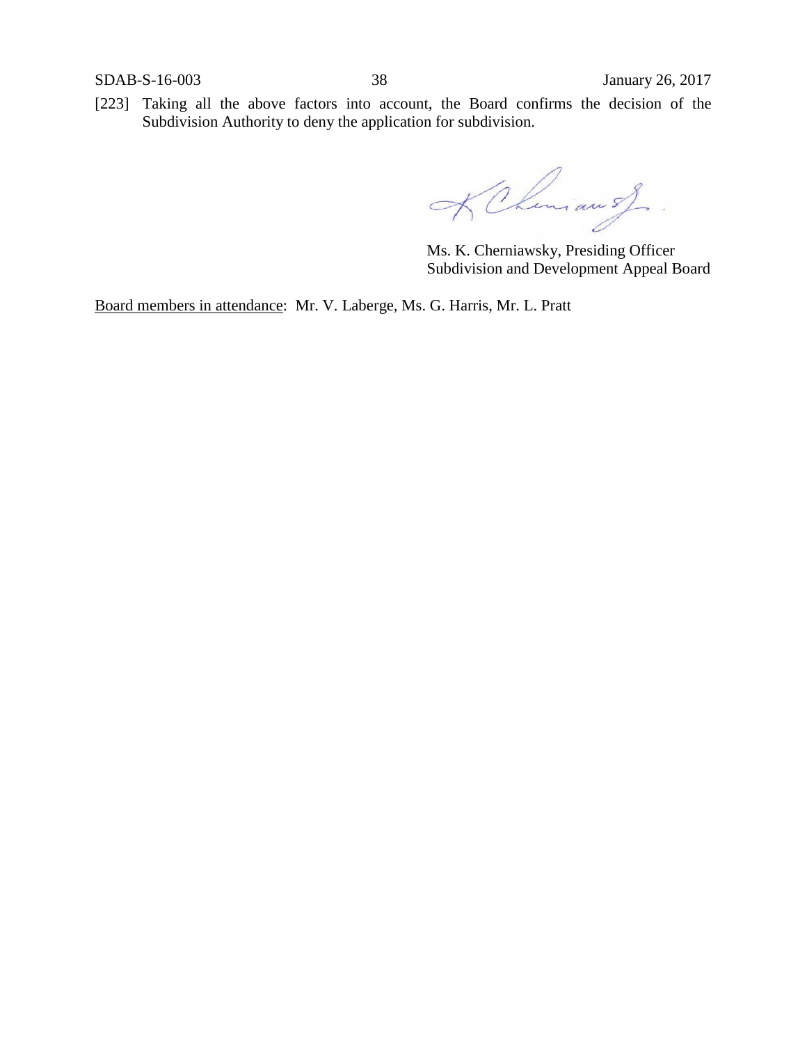[223] Taking all the above factors into account, the Board confirms the decision of the Subdivision Authority to deny the application for subdivision.

Ms. K. Cherniawsky, Presiding Officer
Subdivision and Development Appeal Board

Board members in attendance: Mr. V. Laberge, Ms. G. Harris, Mr. L. Pratt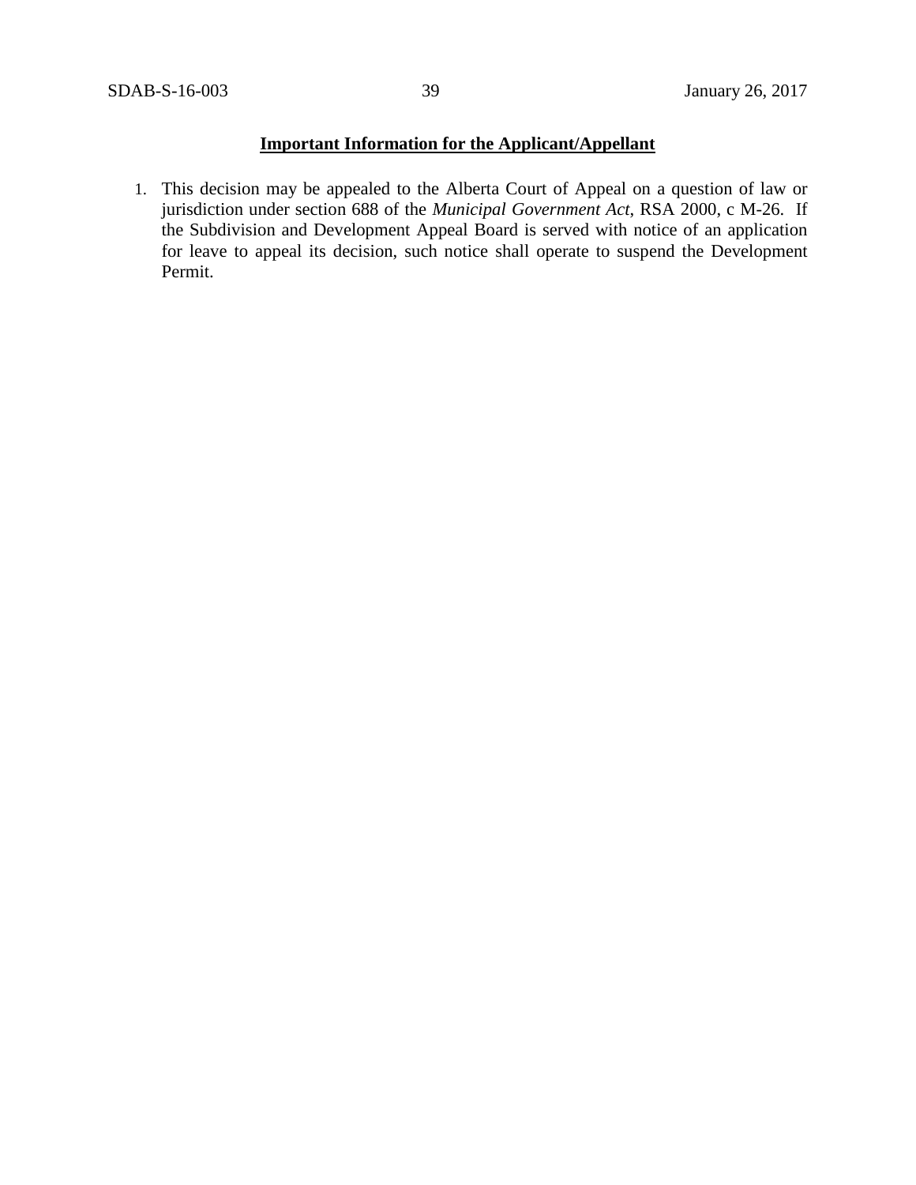**Important Information for the Applicant/Appellant**

1. This decision may be appealed to the Alberta Court of Appeal on a question of law or jurisdiction under section 688 of the *Municipal Government Act*, RSA 2000, c M-26. If the Subdivision and Development Appeal Board is served with notice of an application for leave to appeal its decision, such notice shall operate to suspend the Development Permit.